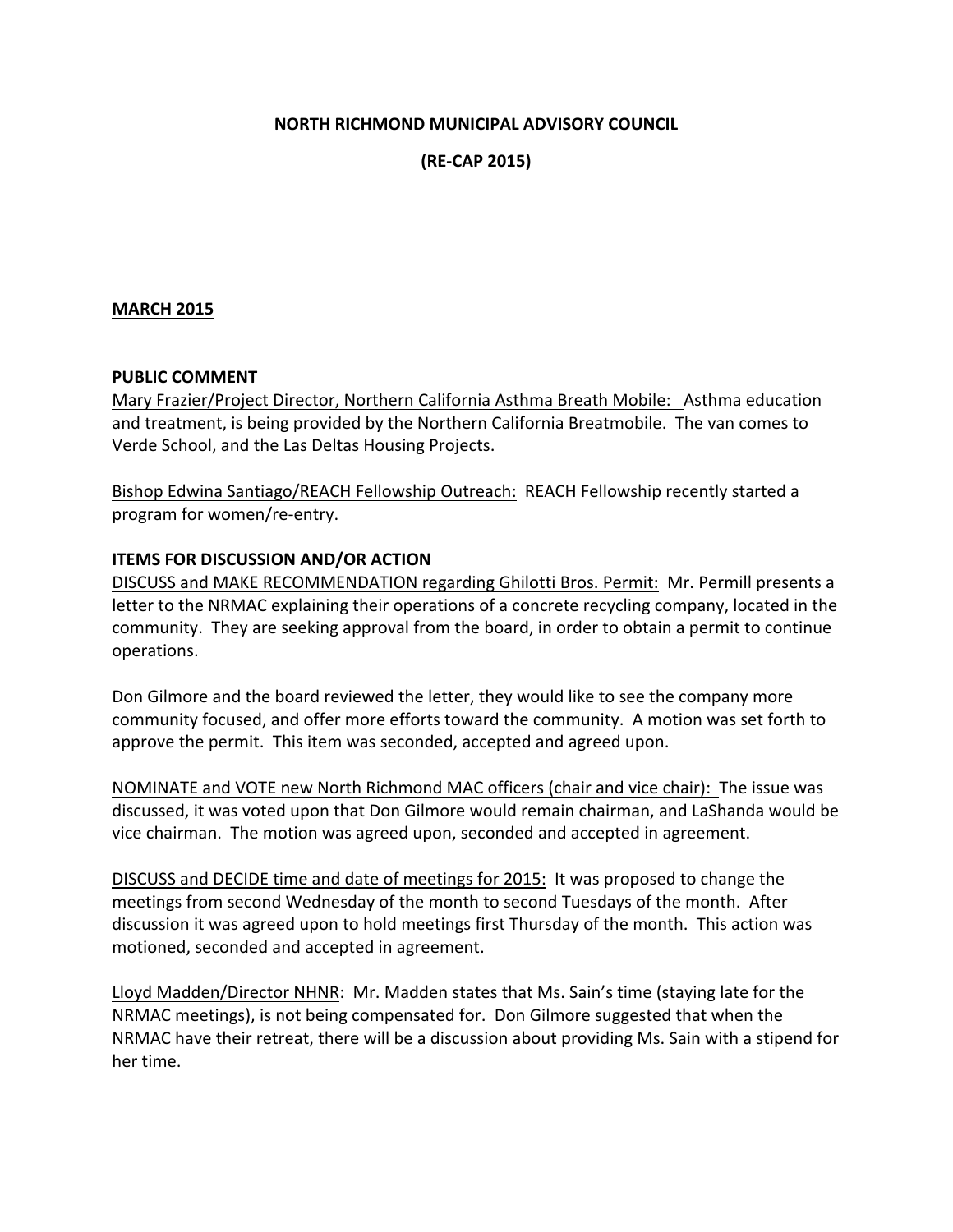**NORTH RICHMOND MUNICIPAL ADVISORY COUNCIL**

**(RE-CAP 2015)**

**MARCH 2015**

**PUBLIC COMMENT**

<u>Mary Frazier/Project Director, Northern California Asthma Breath Mobile:</u> Asthma education and treatment, is being provided by the Northern California Breatmobile. The van comes to Verde School, and the Las Deltas Housing Projects.

<u>Bishop Edwina Santiago/REACH Fellowship Outreach:</u> REACH Fellowship recently started a program for women/re-entry.

**ITEMS FOR DISCUSSION AND/OR ACTION**

<u>DISCUSS and MAKE RECOMMENDATION regarding Ghilotti Bros. Permit:</u> Mr. Permill presents a letter to the NRMAC explaining their operations of a concrete recycling company, located in the community. They are seeking approval from the board, in order to obtain a permit to continue operations.

Don Gilmore and the board reviewed the letter, they would like to see the company more community focused, and offer more efforts toward the community. A motion was set forth to approve the permit. This item was seconded, accepted and agreed upon.

<u>NOMINATE and VOTE new North Richmond MAC officers (chair and vice chair):</u> The issue was discussed, it was voted upon that Don Gilmore would remain chairman, and LaShanda would be vice chairman. The motion was agreed upon, seconded and accepted in agreement.

<u>DISCUSS and DECIDE time and date of meetings for 2015:</u> It was proposed to change the meetings from second Wednesday of the month to second Tuesdays of the month. After discussion it was agreed upon to hold meetings first Thursday of the month. This action was motioned, seconded and accepted in agreement.

<u>Lloyd Madden/Director NHNR</u>: Mr. Madden states that Ms. Sain's time (staying late for the NRMAC meetings), is not being compensated for. Don Gilmore suggested that when the NRMAC have their retreat, there will be a discussion about providing Ms. Sain with a stipend for her time.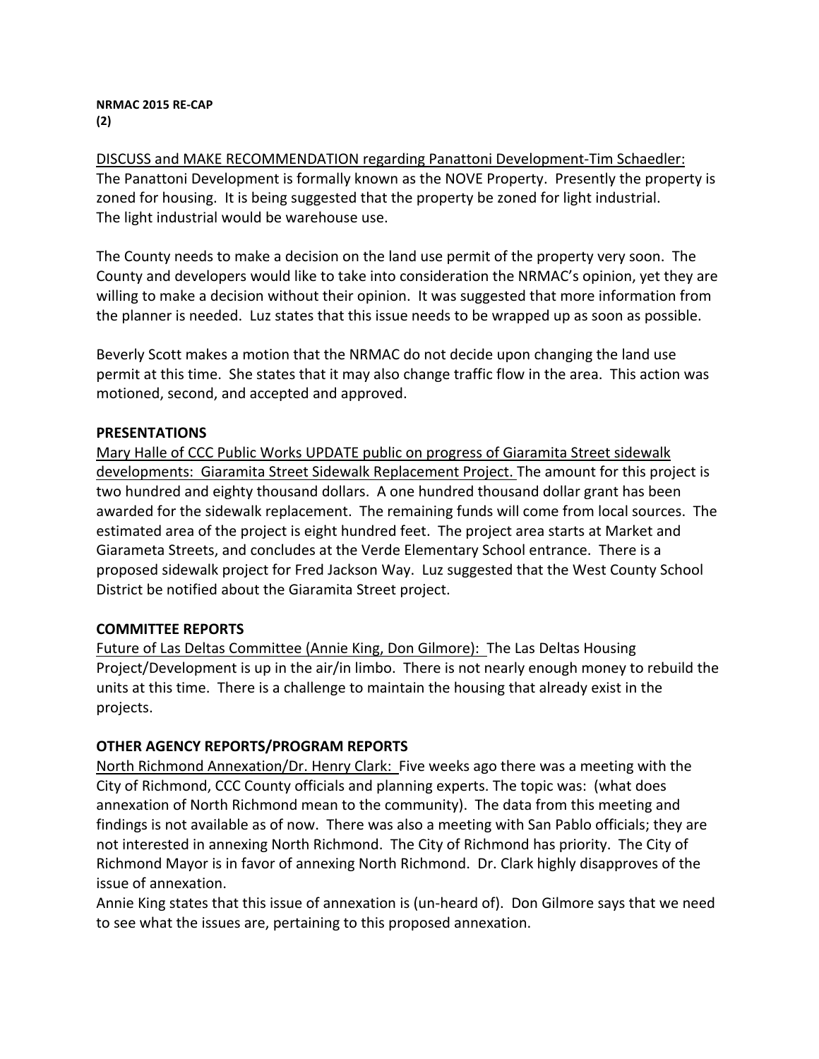**NRMAC 2015 RE-CAP**
**(2)**

DISCUSS and MAKE RECOMMENDATION regarding Panattoni Development-Tim Schaedler:
The Panattoni Development is formally known as the NOVE Property. Presently the property is zoned for housing. It is being suggested that the property be zoned for light industrial. The light industrial would be warehouse use.

The County needs to make a decision on the land use permit of the property very soon. The County and developers would like to take into consideration the NRMAC's opinion, yet they are willing to make a decision without their opinion. It was suggested that more information from the planner is needed. Luz states that this issue needs to be wrapped up as soon as possible.

Beverly Scott makes a motion that the NRMAC do not decide upon changing the land use permit at this time. She states that it may also change traffic flow in the area. This action was motioned, second, and accepted and approved.

**PRESENTATIONS**

Mary Halle of CCC Public Works UPDATE public on progress of Giaramita Street sidewalk developments: Giaramita Street Sidewalk Replacement Project. The amount for this project is two hundred and eighty thousand dollars. A one hundred thousand dollar grant has been awarded for the sidewalk replacement. The remaining funds will come from local sources. The estimated area of the project is eight hundred feet. The project area starts at Market and Giarameta Streets, and concludes at the Verde Elementary School entrance. There is a proposed sidewalk project for Fred Jackson Way. Luz suggested that the West County School District be notified about the Giaramita Street project.

**COMMITTEE REPORTS**

Future of Las Deltas Committee (Annie King, Don Gilmore): The Las Deltas Housing Project/Development is up in the air/in limbo. There is not nearly enough money to rebuild the units at this time. There is a challenge to maintain the housing that already exist in the projects.

**OTHER AGENCY REPORTS/PROGRAM REPORTS**

North Richmond Annexation/Dr. Henry Clark: Five weeks ago there was a meeting with the City of Richmond, CCC County officials and planning experts. The topic was: (what does annexation of North Richmond mean to the community). The data from this meeting and findings is not available as of now. There was also a meeting with San Pablo officials; they are not interested in annexing North Richmond. The City of Richmond has priority. The City of Richmond Mayor is in favor of annexing North Richmond. Dr. Clark highly disapproves of the issue of annexation.
Annie King states that this issue of annexation is (un-heard of). Don Gilmore says that we need to see what the issues are, pertaining to this proposed annexation.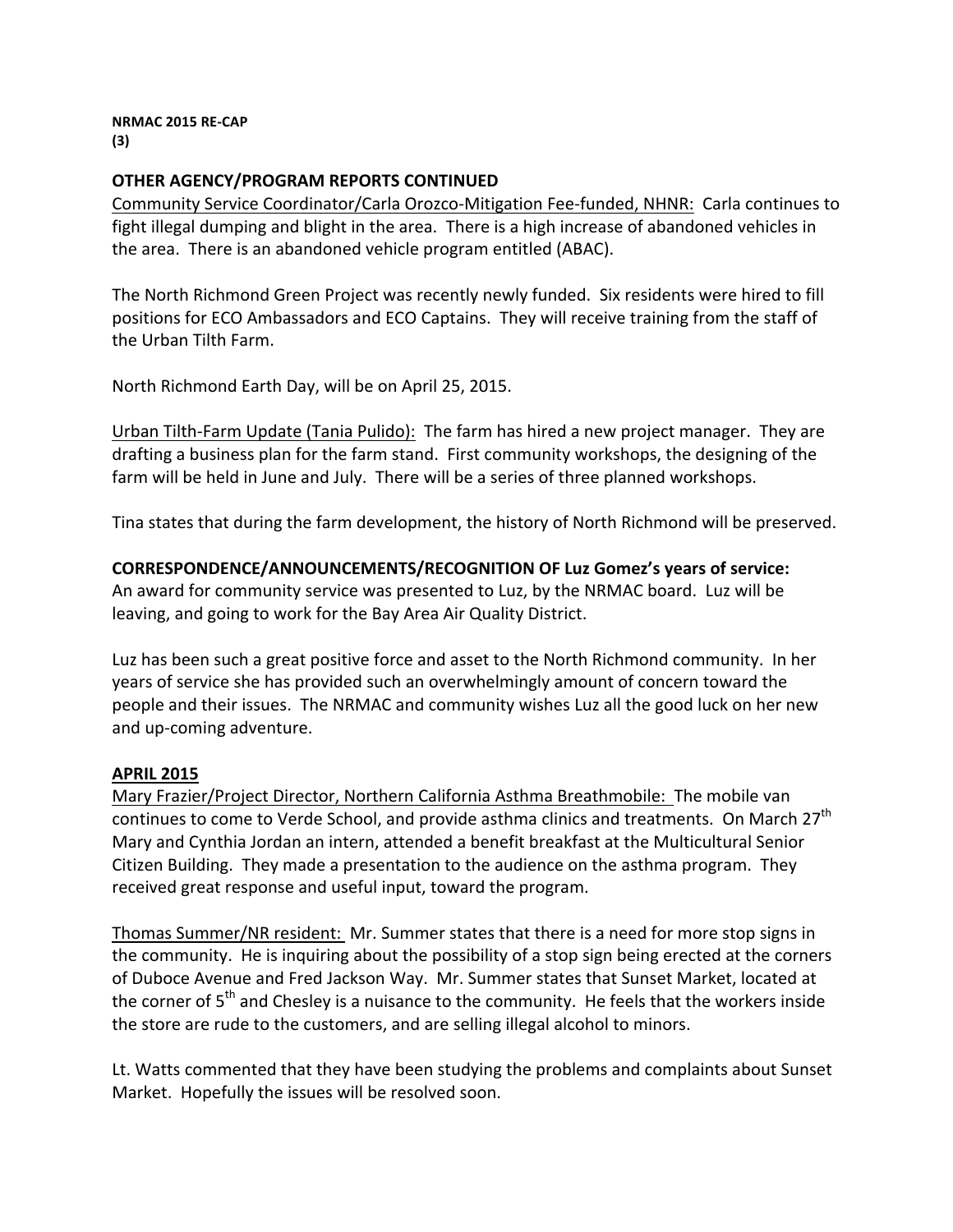**NRMAC 2015 RE-CAP**
**(3)**

**OTHER AGENCY/PROGRAM REPORTS CONTINUED**

Community Service Coordinator/Carla Orozco-Mitigation Fee-funded, NHNR: Carla continues to fight illegal dumping and blight in the area. There is a high increase of abandoned vehicles in the area. There is an abandoned vehicle program entitled (ABAC).

The North Richmond Green Project was recently newly funded. Six residents were hired to fill positions for ECO Ambassadors and ECO Captains. They will receive training from the staff of the Urban Tilth Farm.

North Richmond Earth Day, will be on April 25, 2015.

Urban Tilth-Farm Update (Tania Pulido): The farm has hired a new project manager. They are drafting a business plan for the farm stand. First community workshops, the designing of the farm will be held in June and July. There will be a series of three planned workshops.

Tina states that during the farm development, the history of North Richmond will be preserved.

**CORRESPONDENCE/ANNOUNCEMENTS/RECOGNITION OF Luz Gomez's years of service:**
An award for community service was presented to Luz, by the NRMAC board. Luz will be leaving, and going to work for the Bay Area Air Quality District.

Luz has been such a great positive force and asset to the North Richmond community. In her years of service she has provided such an overwhelmingly amount of concern toward the people and their issues. The NRMAC and community wishes Luz all the good luck on her new and up-coming adventure.

**APRIL 2015**

Mary Frazier/Project Director, Northern California Asthma Breathmobile: The mobile van continues to come to Verde School, and provide asthma clinics and treatments. On March 27th Mary and Cynthia Jordan an intern, attended a benefit breakfast at the Multicultural Senior Citizen Building. They made a presentation to the audience on the asthma program. They received great response and useful input, toward the program.

Thomas Summer/NR resident: Mr. Summer states that there is a need for more stop signs in the community. He is inquiring about the possibility of a stop sign being erected at the corners of Duboce Avenue and Fred Jackson Way. Mr. Summer states that Sunset Market, located at the corner of 5th and Chesley is a nuisance to the community. He feels that the workers inside the store are rude to the customers, and are selling illegal alcohol to minors.

Lt. Watts commented that they have been studying the problems and complaints about Sunset Market. Hopefully the issues will be resolved soon.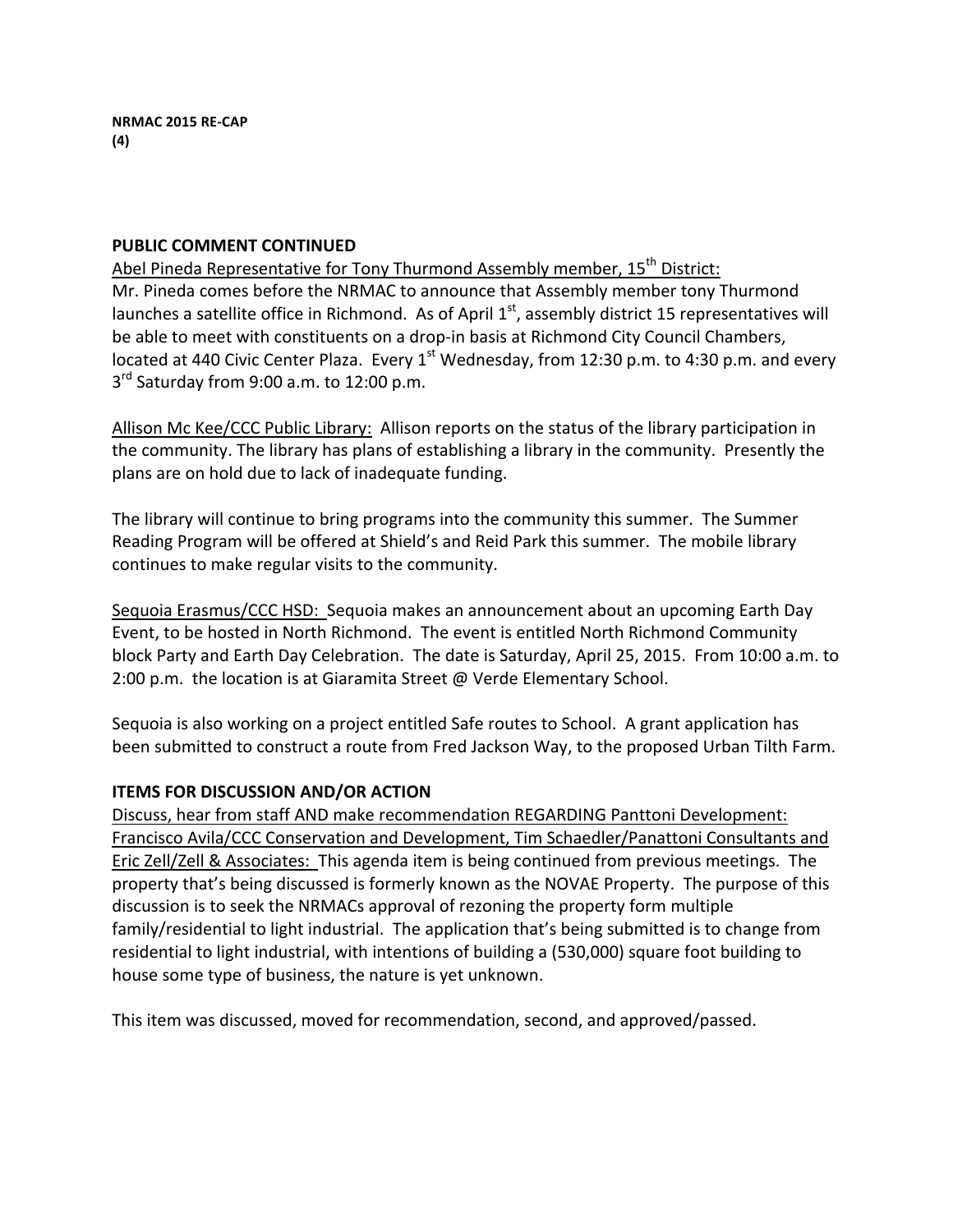**NRMAC 2015 RE-CAP**
**(4)**

**PUBLIC COMMENT CONTINUED**

Abel Pineda Representative for Tony Thurmond Assembly member, 15th District:
Mr. Pineda comes before the NRMAC to announce that Assembly member tony Thurmond launches a satellite office in Richmond. As of April 1st, assembly district 15 representatives will be able to meet with constituents on a drop-in basis at Richmond City Council Chambers, located at 440 Civic Center Plaza. Every 1st Wednesday, from 12:30 p.m. to 4:30 p.m. and every 3rd Saturday from 9:00 a.m. to 12:00 p.m.

Allison Mc Kee/CCC Public Library: Allison reports on the status of the library participation in the community. The library has plans of establishing a library in the community. Presently the plans are on hold due to lack of inadequate funding.

The library will continue to bring programs into the community this summer. The Summer Reading Program will be offered at Shield's and Reid Park this summer. The mobile library continues to make regular visits to the community.

Sequoia Erasmus/CCC HSD: Sequoia makes an announcement about an upcoming Earth Day Event, to be hosted in North Richmond. The event is entitled North Richmond Community block Party and Earth Day Celebration. The date is Saturday, April 25, 2015. From 10:00 a.m. to 2:00 p.m. the location is at Giaramita Street @ Verde Elementary School.

Sequoia is also working on a project entitled Safe routes to School. A grant application has been submitted to construct a route from Fred Jackson Way, to the proposed Urban Tilth Farm.

**ITEMS FOR DISCUSSION AND/OR ACTION**

Discuss, hear from staff AND make recommendation REGARDING Panttoni Development: Francisco Avila/CCC Conservation and Development, Tim Schaedler/Panattoni Consultants and Eric Zell/Zell & Associates: This agenda item is being continued from previous meetings. The property that's being discussed is formerly known as the NOVAE Property. The purpose of this discussion is to seek the NRMACs approval of rezoning the property form multiple family/residential to light industrial. The application that's being submitted is to change from residential to light industrial, with intentions of building a (530,000) square foot building to house some type of business, the nature is yet unknown.

This item was discussed, moved for recommendation, second, and approved/passed.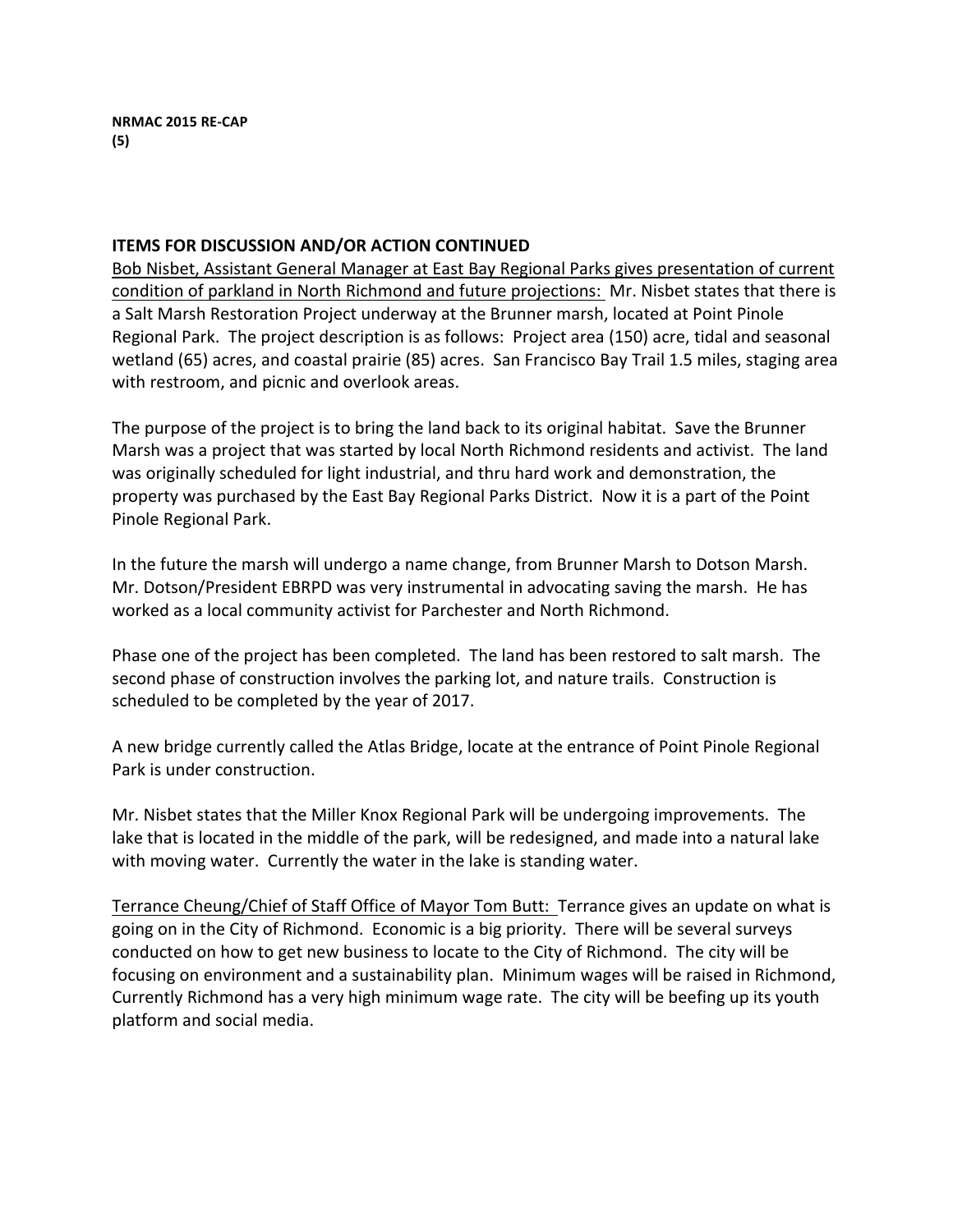**ITEMS FOR DISCUSSION AND/OR ACTION CONTINUED**

Bob Nisbet, Assistant General Manager at East Bay Regional Parks gives presentation of current condition of parkland in North Richmond and future projections: Mr. Nisbet states that there is a Salt Marsh Restoration Project underway at the Brunner marsh, located at Point Pinole Regional Park. The project description is as follows: Project area (150) acre, tidal and seasonal wetland (65) acres, and coastal prairie (85) acres. San Francisco Bay Trail 1.5 miles, staging area with restroom, and picnic and overlook areas.

The purpose of the project is to bring the land back to its original habitat. Save the Brunner Marsh was a project that was started by local North Richmond residents and activist. The land was originally scheduled for light industrial, and thru hard work and demonstration, the property was purchased by the East Bay Regional Parks District. Now it is a part of the Point Pinole Regional Park.

In the future the marsh will undergo a name change, from Brunner Marsh to Dotson Marsh. Mr. Dotson/President EBRPD was very instrumental in advocating saving the marsh. He has worked as a local community activist for Parchester and North Richmond.

Phase one of the project has been completed. The land has been restored to salt marsh. The second phase of construction involves the parking lot, and nature trails. Construction is scheduled to be completed by the year of 2017.

A new bridge currently called the Atlas Bridge, locate at the entrance of Point Pinole Regional Park is under construction.

Mr. Nisbet states that the Miller Knox Regional Park will be undergoing improvements. The lake that is located in the middle of the park, will be redesigned, and made into a natural lake with moving water. Currently the water in the lake is standing water.

Terrance Cheung/Chief of Staff Office of Mayor Tom Butt: Terrance gives an update on what is going on in the City of Richmond. Economic is a big priority. There will be several surveys conducted on how to get new business to locate to the City of Richmond. The city will be focusing on environment and a sustainability plan. Minimum wages will be raised in Richmond, Currently Richmond has a very high minimum wage rate. The city will be beefing up its youth platform and social media.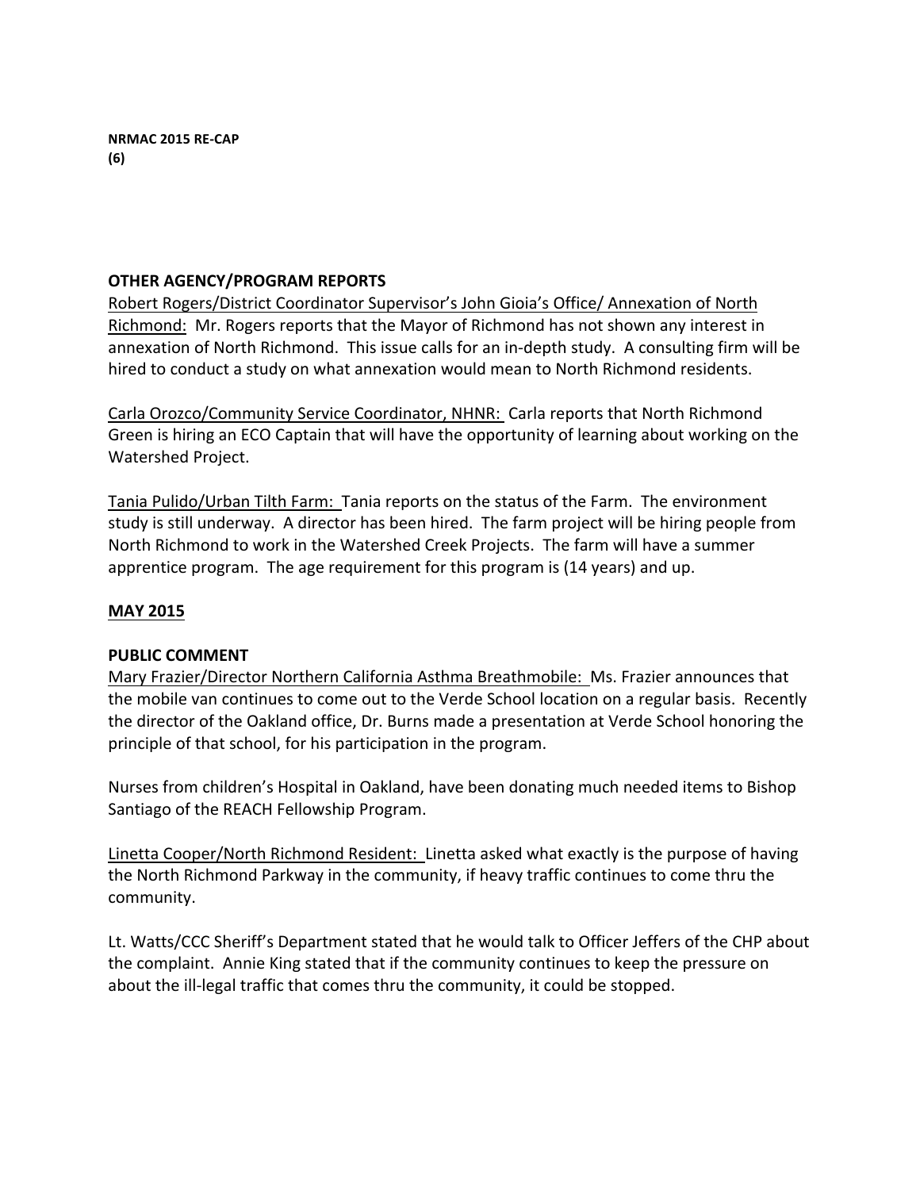**NRMAC 2015 RE-CAP**
**(6)**

**OTHER AGENCY/PROGRAM REPORTS**

<u>Robert Rogers/District Coordinator Supervisor's John Gioia's Office/ Annexation of North Richmond:</u> Mr. Rogers reports that the Mayor of Richmond has not shown any interest in annexation of North Richmond. This issue calls for an in-depth study. A consulting firm will be hired to conduct a study on what annexation would mean to North Richmond residents.

<u>Carla Orozco/Community Service Coordinator, NHNR:</u> Carla reports that North Richmond Green is hiring an ECO Captain that will have the opportunity of learning about working on the Watershed Project.

<u>Tania Pulido/Urban Tilth Farm:</u> Tania reports on the status of the Farm. The environment study is still underway. A director has been hired. The farm project will be hiring people from North Richmond to work in the Watershed Creek Projects. The farm will have a summer apprentice program. The age requirement for this program is (14 years) and up.

**<u>MAY 2015</u>**

**PUBLIC COMMENT**

<u>Mary Frazier/Director Northern California Asthma Breathmobile:</u> Ms. Frazier announces that the mobile van continues to come out to the Verde School location on a regular basis. Recently the director of the Oakland office, Dr. Burns made a presentation at Verde School honoring the principle of that school, for his participation in the program.

Nurses from children's Hospital in Oakland, have been donating much needed items to Bishop Santiago of the REACH Fellowship Program.

<u>Linetta Cooper/North Richmond Resident:</u> Linetta asked what exactly is the purpose of having the North Richmond Parkway in the community, if heavy traffic continues to come thru the community.

Lt. Watts/CCC Sheriff's Department stated that he would talk to Officer Jeffers of the CHP about the complaint. Annie King stated that if the community continues to keep the pressure on about the ill-legal traffic that comes thru the community, it could be stopped.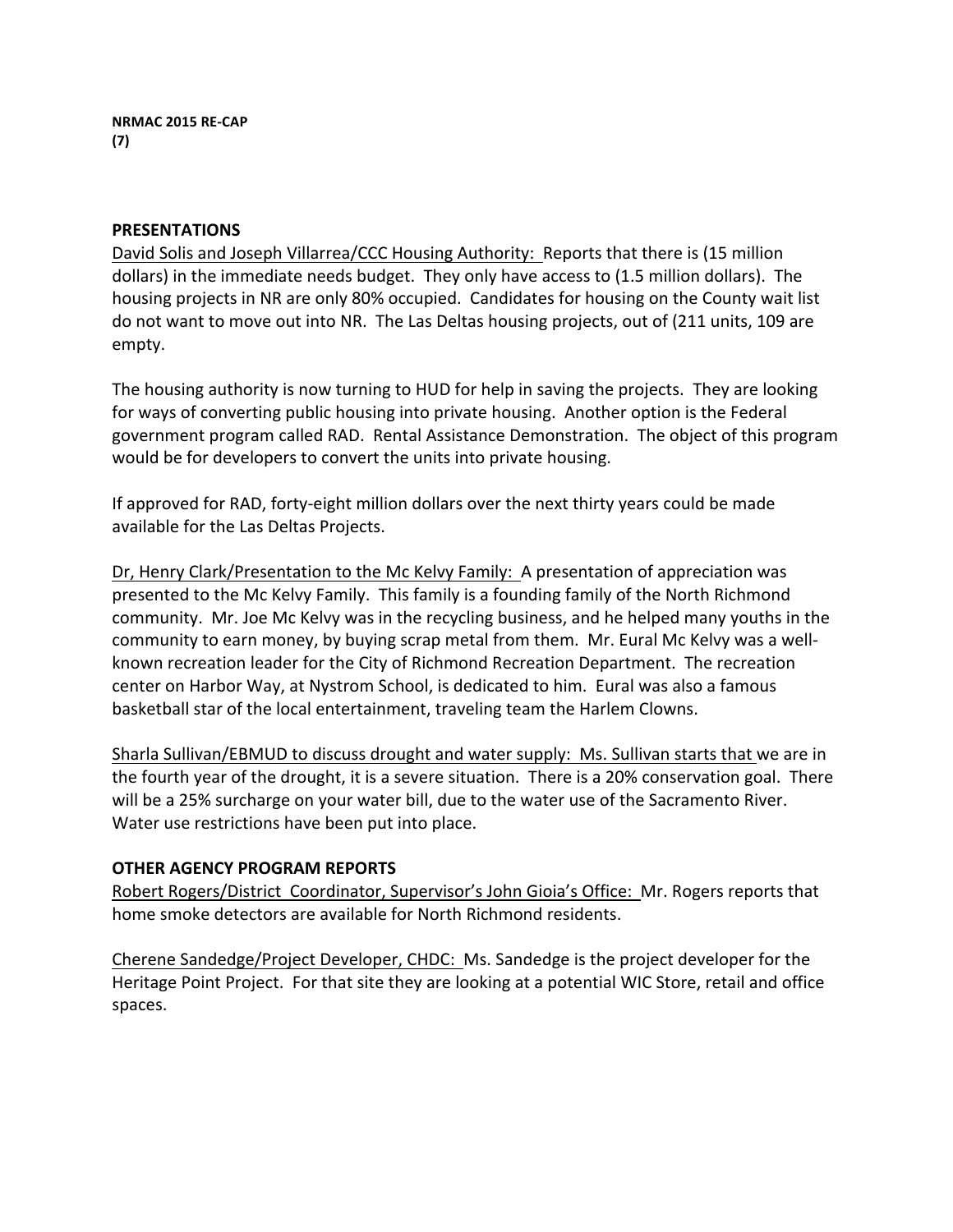**NRMAC 2015 RE-CAP**
**(7)**

**PRESENTATIONS**

<u>David Solis and Joseph Villarrea/CCC Housing Authority:</u> Reports that there is (15 million dollars) in the immediate needs budget. They only have access to (1.5 million dollars). The housing projects in NR are only 80% occupied. Candidates for housing on the County wait list do not want to move out into NR. The Las Deltas housing projects, out of (211 units, 109 are empty.

The housing authority is now turning to HUD for help in saving the projects. They are looking for ways of converting public housing into private housing. Another option is the Federal government program called RAD. Rental Assistance Demonstration. The object of this program would be for developers to convert the units into private housing.

If approved for RAD, forty-eight million dollars over the next thirty years could be made available for the Las Deltas Projects.

<u>Dr, Henry Clark/Presentation to the Mc Kelvy Family:</u> A presentation of appreciation was presented to the Mc Kelvy Family. This family is a founding family of the North Richmond community. Mr. Joe Mc Kelvy was in the recycling business, and he helped many youths in the community to earn money, by buying scrap metal from them. Mr. Eural Mc Kelvy was a well-known recreation leader for the City of Richmond Recreation Department. The recreation center on Harbor Way, at Nystrom School, is dedicated to him. Eural was also a famous basketball star of the local entertainment, traveling team the Harlem Clowns.

<u>Sharla Sullivan/EBMUD to discuss drought and water supply: Ms. Sullivan starts that</u> we are in the fourth year of the drought, it is a severe situation. There is a 20% conservation goal. There will be a 25% surcharge on your water bill, due to the water use of the Sacramento River. Water use restrictions have been put into place.

**OTHER AGENCY PROGRAM REPORTS**

<u>Robert Rogers/District Coordinator, Supervisor's John Gioia's Office:</u> Mr. Rogers reports that home smoke detectors are available for North Richmond residents.

<u>Cherene Sandedge/Project Developer, CHDC:</u> Ms. Sandedge is the project developer for the Heritage Point Project. For that site they are looking at a potential WIC Store, retail and office spaces.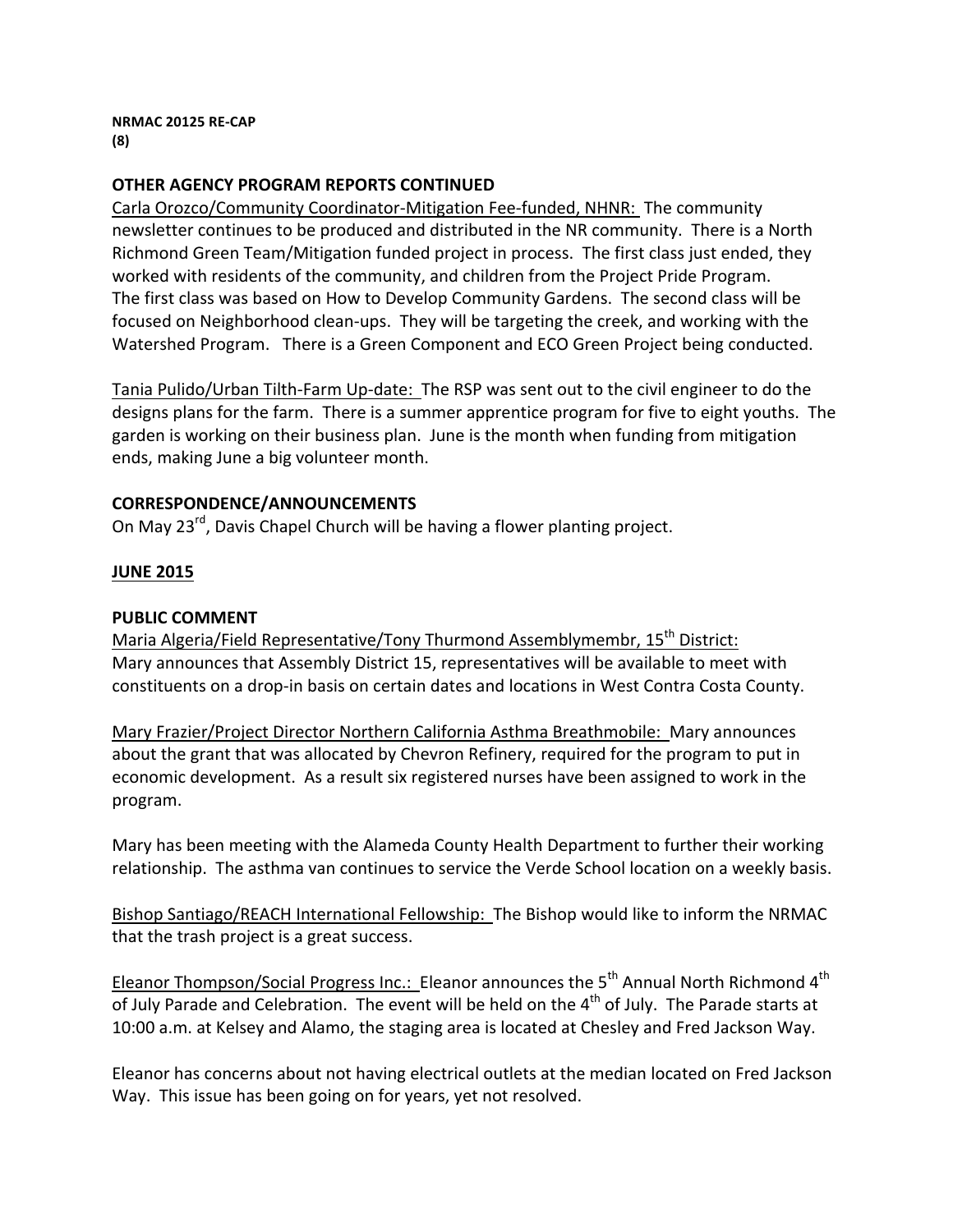**NRMAC 20125 RE-CAP**
**(8)**

**OTHER AGENCY PROGRAM REPORTS CONTINUED**

Carla Orozco/Community Coordinator-Mitigation Fee-funded, NHNR: The community newsletter continues to be produced and distributed in the NR community. There is a North Richmond Green Team/Mitigation funded project in process. The first class just ended, they worked with residents of the community, and children from the Project Pride Program. The first class was based on How to Develop Community Gardens. The second class will be focused on Neighborhood clean-ups. They will be targeting the creek, and working with the Watershed Program. There is a Green Component and ECO Green Project being conducted.

Tania Pulido/Urban Tilth-Farm Up-date: The RSP was sent out to the civil engineer to do the designs plans for the farm. There is a summer apprentice program for five to eight youths. The garden is working on their business plan. June is the month when funding from mitigation ends, making June a big volunteer month.

**CORRESPONDENCE/ANNOUNCEMENTS**

On May 23rd, Davis Chapel Church will be having a flower planting project.

**JUNE 2015**

**PUBLIC COMMENT**

Maria Algeria/Field Representative/Tony Thurmond Assemblymembr, 15th District: Mary announces that Assembly District 15, representatives will be available to meet with constituents on a drop-in basis on certain dates and locations in West Contra Costa County.

Mary Frazier/Project Director Northern California Asthma Breathmobile: Mary announces about the grant that was allocated by Chevron Refinery, required for the program to put in economic development. As a result six registered nurses have been assigned to work in the program.

Mary has been meeting with the Alameda County Health Department to further their working relationship. The asthma van continues to service the Verde School location on a weekly basis.

Bishop Santiago/REACH International Fellowship: The Bishop would like to inform the NRMAC that the trash project is a great success.

Eleanor Thompson/Social Progress Inc.: Eleanor announces the 5th Annual North Richmond 4th of July Parade and Celebration. The event will be held on the 4th of July. The Parade starts at 10:00 a.m. at Kelsey and Alamo, the staging area is located at Chesley and Fred Jackson Way.

Eleanor has concerns about not having electrical outlets at the median located on Fred Jackson Way. This issue has been going on for years, yet not resolved.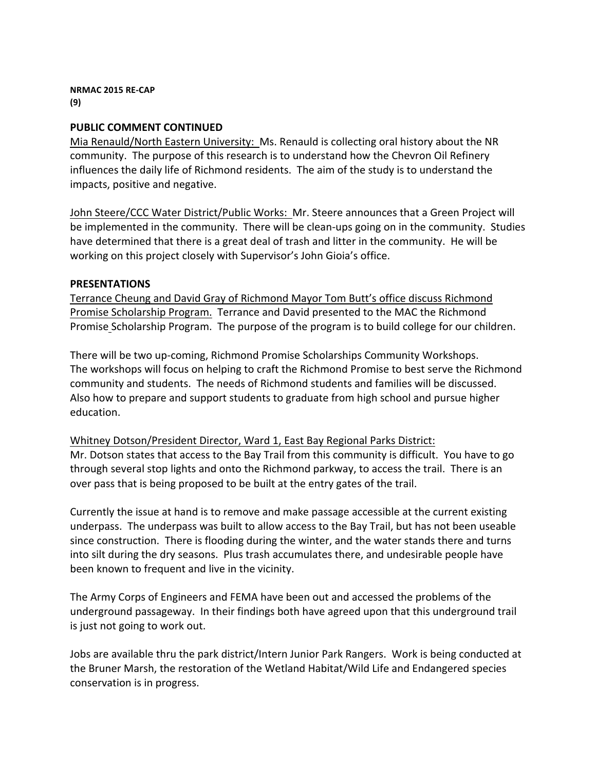**NRMAC 2015 RE-CAP**
**(9)**

## PUBLIC COMMENT CONTINUED

Mia Renauld/North Eastern University: Ms. Renauld is collecting oral history about the NR community. The purpose of this research is to understand how the Chevron Oil Refinery influences the daily life of Richmond residents. The aim of the study is to understand the impacts, positive and negative.

John Steere/CCC Water District/Public Works: Mr. Steere announces that a Green Project will be implemented in the community. There will be clean-ups going on in the community. Studies have determined that there is a great deal of trash and litter in the community. He will be working on this project closely with Supervisor's John Gioia's office.

## PRESENTATIONS

Terrance Cheung and David Gray of Richmond Mayor Tom Butt's office discuss Richmond Promise Scholarship Program. Terrance and David presented to the MAC the Richmond Promise Scholarship Program. The purpose of the program is to build college for our children.

There will be two up-coming, Richmond Promise Scholarships Community Workshops. The workshops will focus on helping to craft the Richmond Promise to best serve the Richmond community and students. The needs of Richmond students and families will be discussed. Also how to prepare and support students to graduate from high school and pursue higher education.

Whitney Dotson/President Director, Ward 1, East Bay Regional Parks District:
Mr. Dotson states that access to the Bay Trail from this community is difficult. You have to go through several stop lights and onto the Richmond parkway, to access the trail. There is an over pass that is being proposed to be built at the entry gates of the trail.

Currently the issue at hand is to remove and make passage accessible at the current existing underpass. The underpass was built to allow access to the Bay Trail, but has not been useable since construction. There is flooding during the winter, and the water stands there and turns into silt during the dry seasons. Plus trash accumulates there, and undesirable people have been known to frequent and live in the vicinity.

The Army Corps of Engineers and FEMA have been out and accessed the problems of the underground passageway. In their findings both have agreed upon that this underground trail is just not going to work out.

Jobs are available thru the park district/Intern Junior Park Rangers. Work is being conducted at the Bruner Marsh, the restoration of the Wetland Habitat/Wild Life and Endangered species conservation is in progress.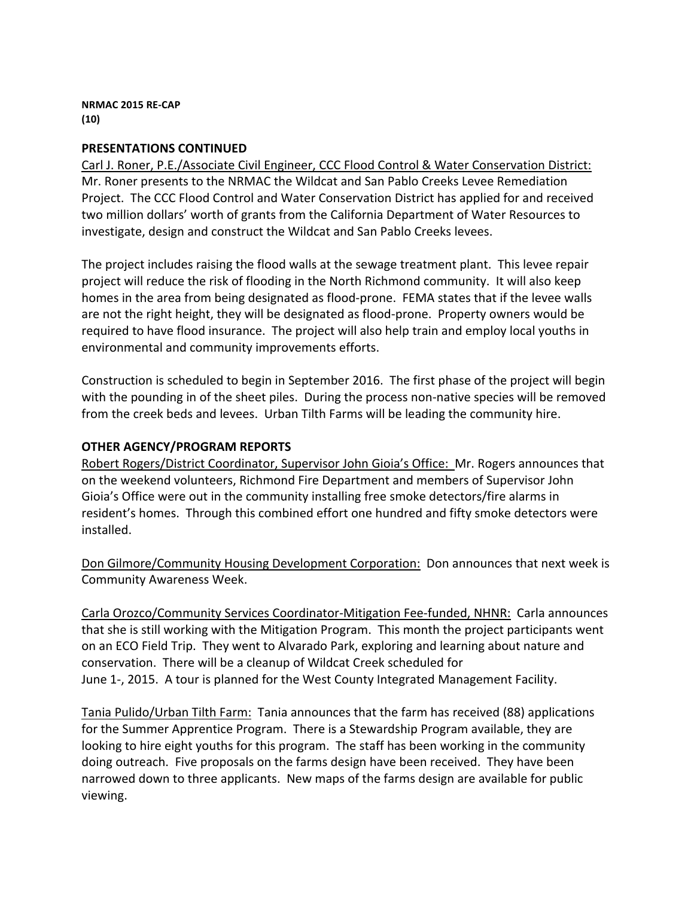**NRMAC 2015 RE-CAP**
**(10)**

## PRESENTATIONS CONTINUED

Carl J. Roner, P.E./Associate Civil Engineer, CCC Flood Control & Water Conservation District: Mr. Roner presents to the NRMAC the Wildcat and San Pablo Creeks Levee Remediation Project. The CCC Flood Control and Water Conservation District has applied for and received two million dollars' worth of grants from the California Department of Water Resources to investigate, design and construct the Wildcat and San Pablo Creeks levees.

The project includes raising the flood walls at the sewage treatment plant. This levee repair project will reduce the risk of flooding in the North Richmond community. It will also keep homes in the area from being designated as flood-prone. FEMA states that if the levee walls are not the right height, they will be designated as flood-prone. Property owners would be required to have flood insurance. The project will also help train and employ local youths in environmental and community improvements efforts.

Construction is scheduled to begin in September 2016. The first phase of the project will begin with the pounding in of the sheet piles. During the process non-native species will be removed from the creek beds and levees. Urban Tilth Farms will be leading the community hire.

## OTHER AGENCY/PROGRAM REPORTS

Robert Rogers/District Coordinator, Supervisor John Gioia's Office: Mr. Rogers announces that on the weekend volunteers, Richmond Fire Department and members of Supervisor John Gioia's Office were out in the community installing free smoke detectors/fire alarms in resident's homes. Through this combined effort one hundred and fifty smoke detectors were installed.

Don Gilmore/Community Housing Development Corporation: Don announces that next week is Community Awareness Week.

Carla Orozco/Community Services Coordinator-Mitigation Fee-funded, NHNR: Carla announces that she is still working with the Mitigation Program. This month the project participants went on an ECO Field Trip. They went to Alvarado Park, exploring and learning about nature and conservation. There will be a cleanup of Wildcat Creek scheduled for June 1-, 2015. A tour is planned for the West County Integrated Management Facility.

Tania Pulido/Urban Tilth Farm: Tania announces that the farm has received (88) applications for the Summer Apprentice Program. There is a Stewardship Program available, they are looking to hire eight youths for this program. The staff has been working in the community doing outreach. Five proposals on the farms design have been received. They have been narrowed down to three applicants. New maps of the farms design are available for public viewing.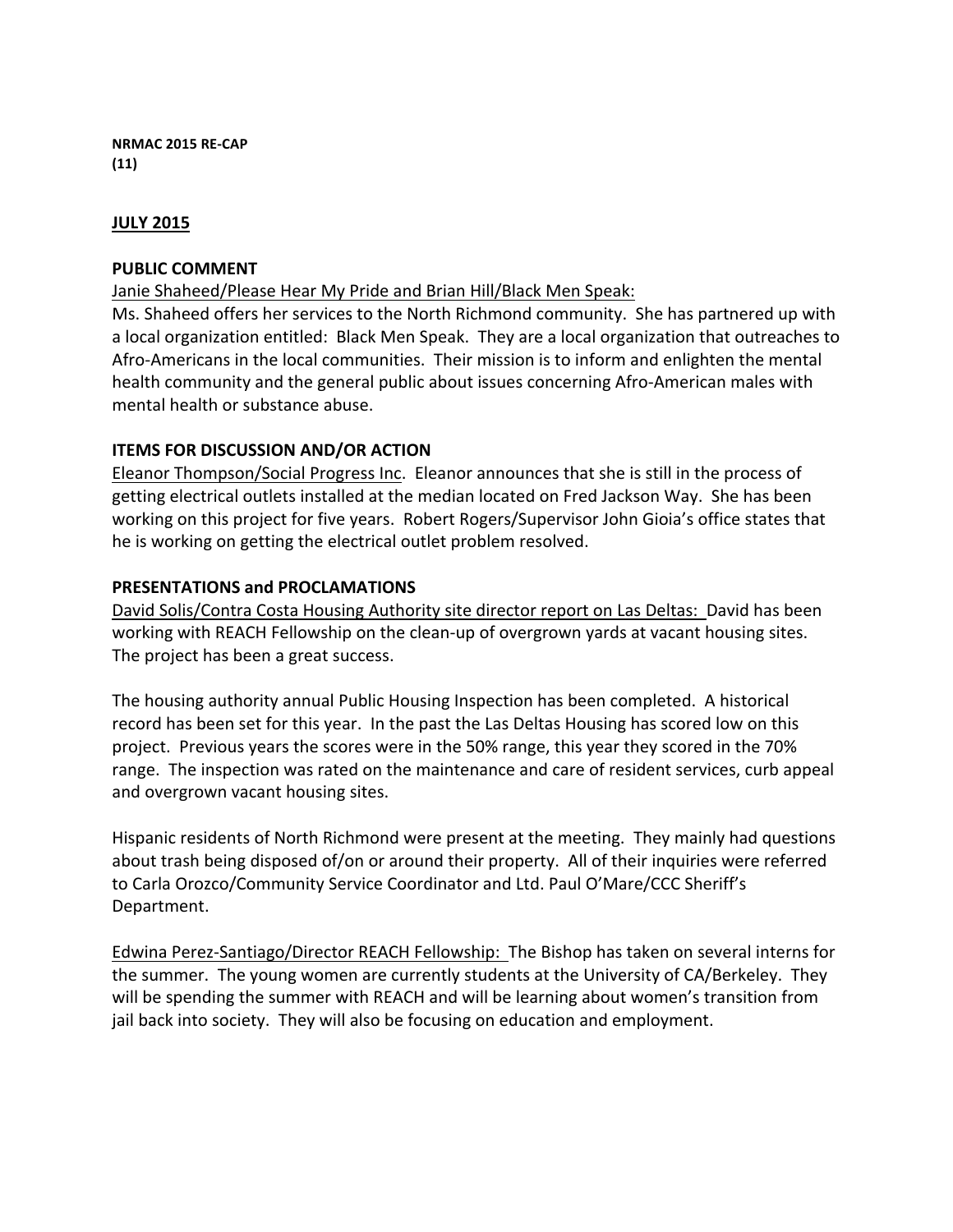**NRMAC 2015 RE-CAP**
**(11)**

**JULY 2015**

**PUBLIC COMMENT**

Janie Shaheed/Please Hear My Pride and Brian Hill/Black Men Speak:
Ms. Shaheed offers her services to the North Richmond community. She has partnered up with a local organization entitled: Black Men Speak. They are a local organization that outreaches to Afro-Americans in the local communities. Their mission is to inform and enlighten the mental health community and the general public about issues concerning Afro-American males with mental health or substance abuse.

**ITEMS FOR DISCUSSION AND/OR ACTION**

Eleanor Thompson/Social Progress Inc. Eleanor announces that she is still in the process of getting electrical outlets installed at the median located on Fred Jackson Way. She has been working on this project for five years. Robert Rogers/Supervisor John Gioia's office states that he is working on getting the electrical outlet problem resolved.

**PRESENTATIONS and PROCLAMATIONS**

David Solis/Contra Costa Housing Authority site director report on Las Deltas: David has been working with REACH Fellowship on the clean-up of overgrown yards at vacant housing sites. The project has been a great success.

The housing authority annual Public Housing Inspection has been completed. A historical record has been set for this year. In the past the Las Deltas Housing has scored low on this project. Previous years the scores were in the 50% range, this year they scored in the 70% range. The inspection was rated on the maintenance and care of resident services, curb appeal and overgrown vacant housing sites.

Hispanic residents of North Richmond were present at the meeting. They mainly had questions about trash being disposed of/on or around their property. All of their inquiries were referred to Carla Orozco/Community Service Coordinator and Ltd. Paul O'Mare/CCC Sheriff's Department.

Edwina Perez-Santiago/Director REACH Fellowship: The Bishop has taken on several interns for the summer. The young women are currently students at the University of CA/Berkeley. They will be spending the summer with REACH and will be learning about women's transition from jail back into society. They will also be focusing on education and employment.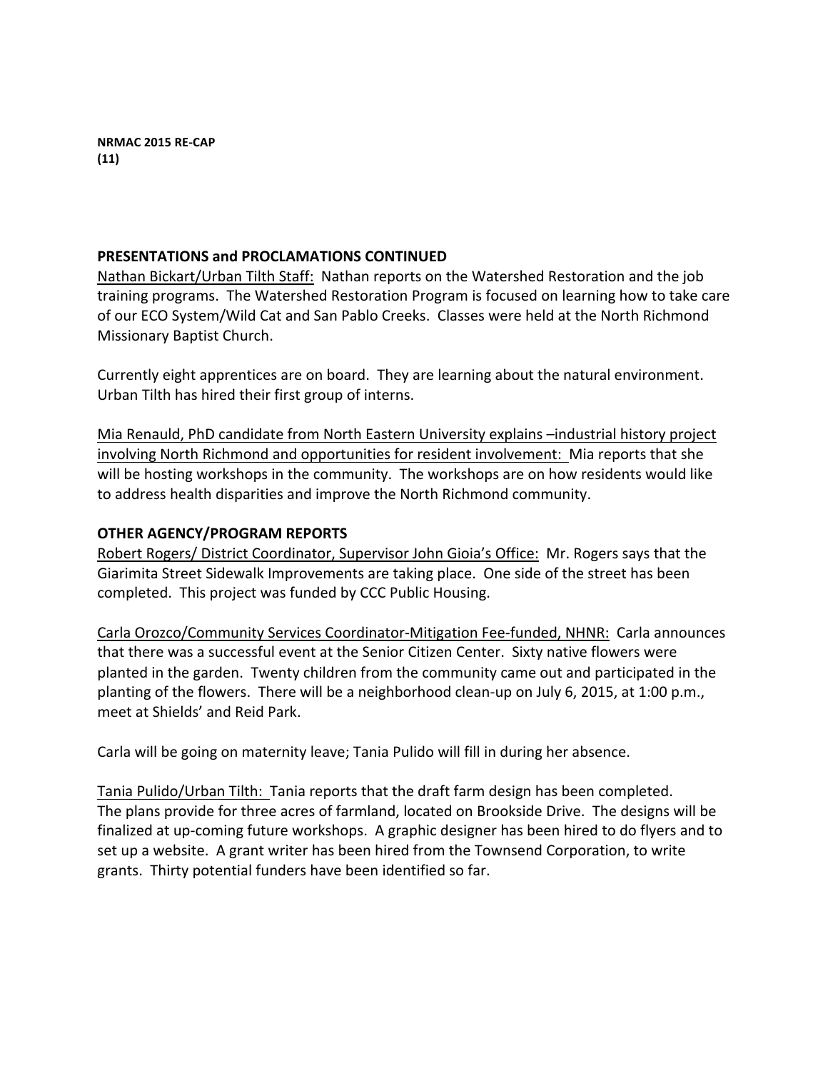**NRMAC 2015 RE-CAP**
**(11)**

**PRESENTATIONS and PROCLAMATIONS CONTINUED**

<u>Nathan Bickart/Urban Tilth Staff:</u> Nathan reports on the Watershed Restoration and the job training programs. The Watershed Restoration Program is focused on learning how to take care of our ECO System/Wild Cat and San Pablo Creeks. Classes were held at the North Richmond Missionary Baptist Church.

Currently eight apprentices are on board. They are learning about the natural environment. Urban Tilth has hired their first group of interns.

<u>Mia Renauld, PhD candidate from North Eastern University explains –industrial history project involving North Richmond and opportunities for resident involvement:</u> Mia reports that she will be hosting workshops in the community. The workshops are on how residents would like to address health disparities and improve the North Richmond community.

**OTHER AGENCY/PROGRAM REPORTS**

<u>Robert Rogers/ District Coordinator, Supervisor John Gioia's Office:</u> Mr. Rogers says that the Giarimita Street Sidewalk Improvements are taking place. One side of the street has been completed. This project was funded by CCC Public Housing.

<u>Carla Orozco/Community Services Coordinator-Mitigation Fee-funded, NHNR:</u> Carla announces that there was a successful event at the Senior Citizen Center. Sixty native flowers were planted in the garden. Twenty children from the community came out and participated in the planting of the flowers. There will be a neighborhood clean-up on July 6, 2015, at 1:00 p.m., meet at Shields' and Reid Park.

Carla will be going on maternity leave; Tania Pulido will fill in during her absence.

<u>Tania Pulido/Urban Tilth:</u> Tania reports that the draft farm design has been completed. The plans provide for three acres of farmland, located on Brookside Drive. The designs will be finalized at up-coming future workshops. A graphic designer has been hired to do flyers and to set up a website. A grant writer has been hired from the Townsend Corporation, to write grants. Thirty potential funders have been identified so far.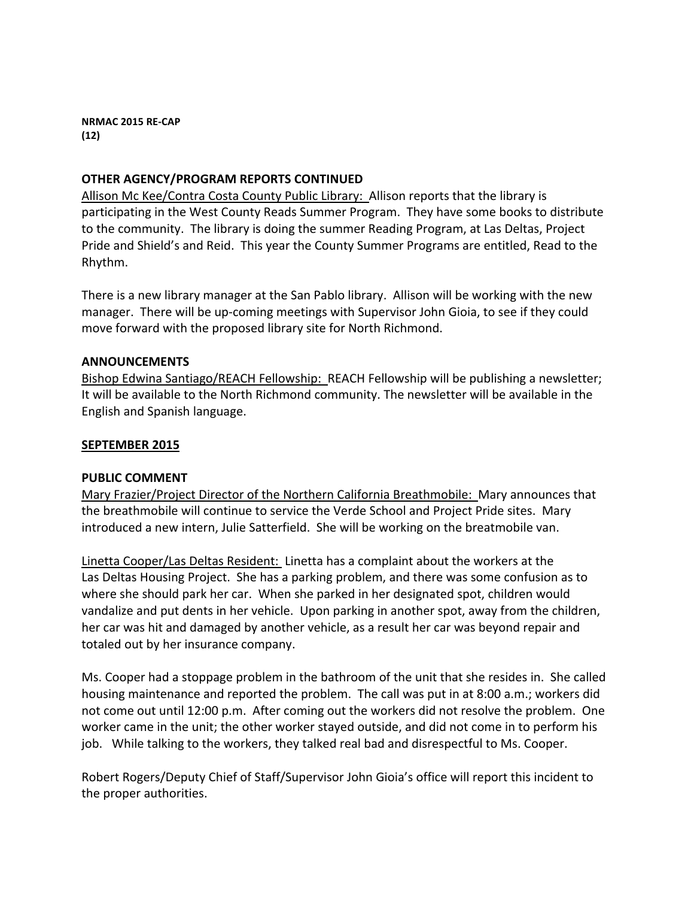**NRMAC 2015 RE-CAP**
**(12)**

**OTHER AGENCY/PROGRAM REPORTS CONTINUED**

Allison Mc Kee/Contra Costa County Public Library: Allison reports that the library is participating in the West County Reads Summer Program. They have some books to distribute to the community. The library is doing the summer Reading Program, at Las Deltas, Project Pride and Shield's and Reid. This year the County Summer Programs are entitled, Read to the Rhythm.

There is a new library manager at the San Pablo library. Allison will be working with the new manager. There will be up-coming meetings with Supervisor John Gioia, to see if they could move forward with the proposed library site for North Richmond.

**ANNOUNCEMENTS**

Bishop Edwina Santiago/REACH Fellowship: REACH Fellowship will be publishing a newsletter; It will be available to the North Richmond community. The newsletter will be available in the English and Spanish language.

**SEPTEMBER 2015**

**PUBLIC COMMENT**

Mary Frazier/Project Director of the Northern California Breathmobile: Mary announces that the breathmobile will continue to service the Verde School and Project Pride sites. Mary introduced a new intern, Julie Satterfield. She will be working on the breatmobile van.

Linetta Cooper/Las Deltas Resident: Linetta has a complaint about the workers at the Las Deltas Housing Project. She has a parking problem, and there was some confusion as to where she should park her car. When she parked in her designated spot, children would vandalize and put dents in her vehicle. Upon parking in another spot, away from the children, her car was hit and damaged by another vehicle, as a result her car was beyond repair and totaled out by her insurance company.

Ms. Cooper had a stoppage problem in the bathroom of the unit that she resides in. She called housing maintenance and reported the problem. The call was put in at 8:00 a.m.; workers did not come out until 12:00 p.m. After coming out the workers did not resolve the problem. One worker came in the unit; the other worker stayed outside, and did not come in to perform his job. While talking to the workers, they talked real bad and disrespectful to Ms. Cooper.

Robert Rogers/Deputy Chief of Staff/Supervisor John Gioia's office will report this incident to the proper authorities.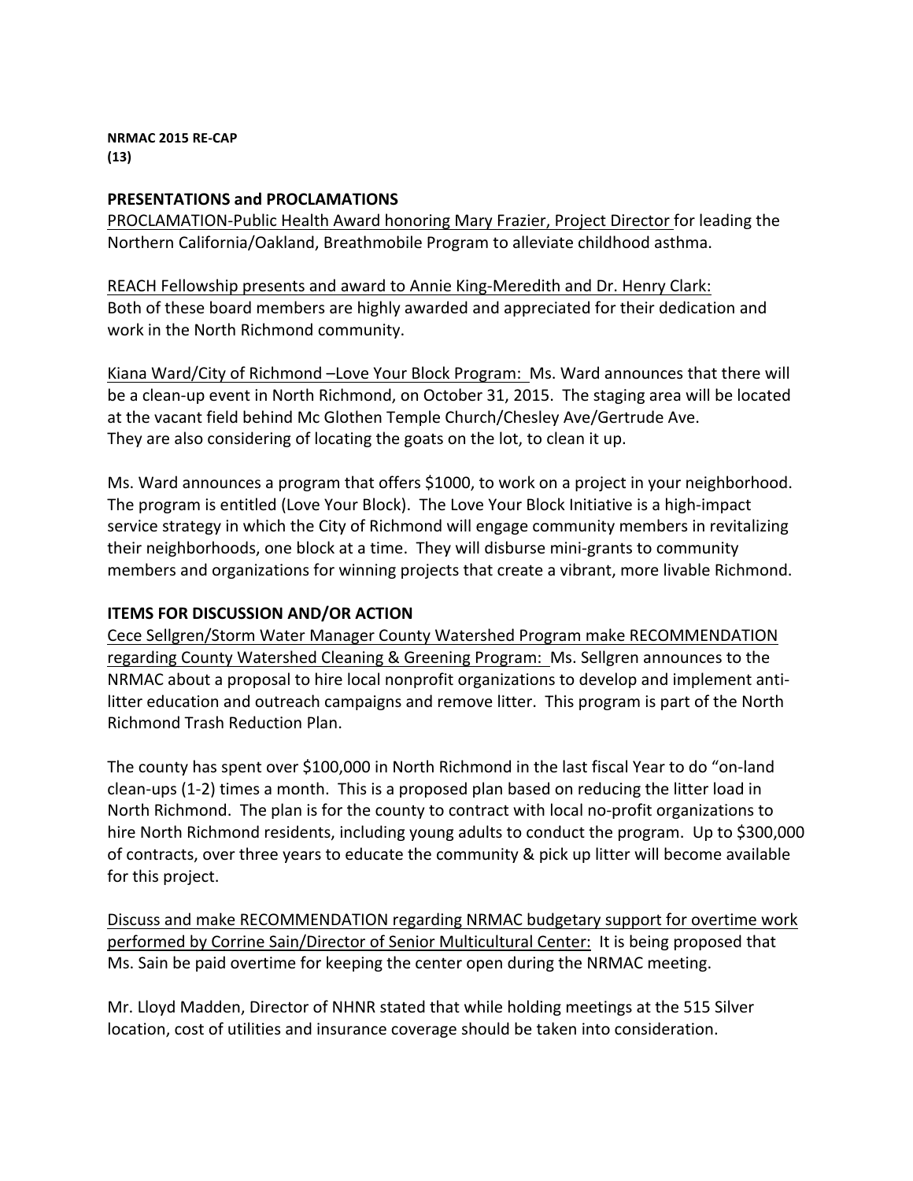**NRMAC 2015 RE-CAP**
**(13)**

**PRESENTATIONS and PROCLAMATIONS**

PROCLAMATION-Public Health Award honoring Mary Frazier, Project Director for leading the Northern California/Oakland, Breathmobile Program to alleviate childhood asthma.

REACH Fellowship presents and award to Annie King-Meredith and Dr. Henry Clark: Both of these board members are highly awarded and appreciated for their dedication and work in the North Richmond community.

Kiana Ward/City of Richmond –Love Your Block Program: Ms. Ward announces that there will be a clean-up event in North Richmond, on October 31, 2015. The staging area will be located at the vacant field behind Mc Glothen Temple Church/Chesley Ave/Gertrude Ave. They are also considering of locating the goats on the lot, to clean it up.

Ms. Ward announces a program that offers $1000, to work on a project in your neighborhood. The program is entitled (Love Your Block). The Love Your Block Initiative is a high-impact service strategy in which the City of Richmond will engage community members in revitalizing their neighborhoods, one block at a time. They will disburse mini-grants to community members and organizations for winning projects that create a vibrant, more livable Richmond.

**ITEMS FOR DISCUSSION AND/OR ACTION**

Cece Sellgren/Storm Water Manager County Watershed Program make RECOMMENDATION regarding County Watershed Cleaning & Greening Program: Ms. Sellgren announces to the NRMAC about a proposal to hire local nonprofit organizations to develop and implement anti-litter education and outreach campaigns and remove litter. This program is part of the North Richmond Trash Reduction Plan.

The county has spent over $100,000 in North Richmond in the last fiscal Year to do "on-land clean-ups (1-2) times a month. This is a proposed plan based on reducing the litter load in North Richmond. The plan is for the county to contract with local no-profit organizations to hire North Richmond residents, including young adults to conduct the program. Up to $300,000 of contracts, over three years to educate the community & pick up litter will become available for this project.

Discuss and make RECOMMENDATION regarding NRMAC budgetary support for overtime work performed by Corrine Sain/Director of Senior Multicultural Center: It is being proposed that Ms. Sain be paid overtime for keeping the center open during the NRMAC meeting.

Mr. Lloyd Madden, Director of NHNR stated that while holding meetings at the 515 Silver location, cost of utilities and insurance coverage should be taken into consideration.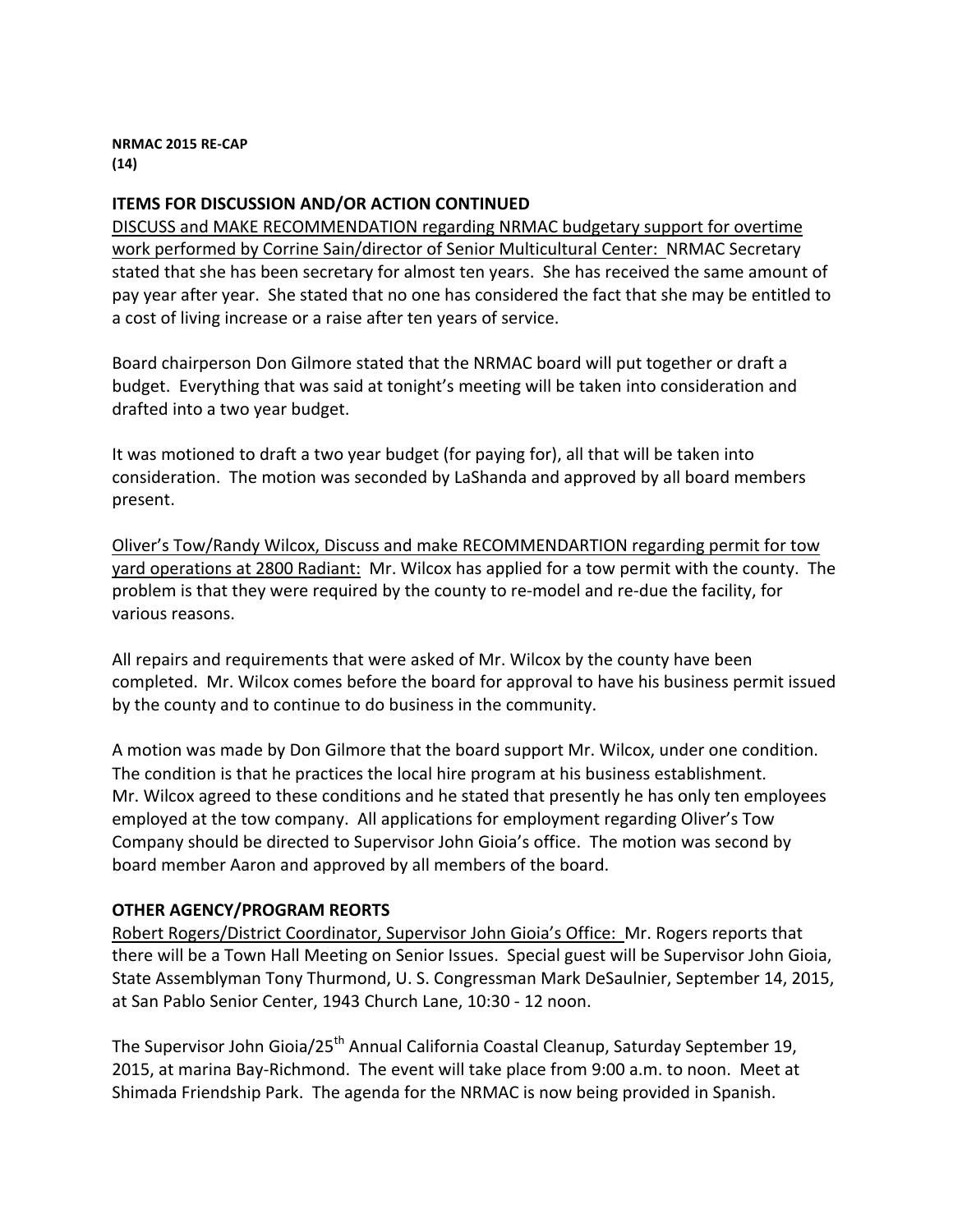**NRMAC 2015 RE-CAP**
**(14)**

**ITEMS FOR DISCUSSION AND/OR ACTION CONTINUED**

DISCUSS and MAKE RECOMMENDATION regarding NRMAC budgetary support for overtime work performed by Corrine Sain/director of Senior Multicultural Center: NRMAC Secretary stated that she has been secretary for almost ten years. She has received the same amount of pay year after year. She stated that no one has considered the fact that she may be entitled to a cost of living increase or a raise after ten years of service.

Board chairperson Don Gilmore stated that the NRMAC board will put together or draft a budget. Everything that was said at tonight's meeting will be taken into consideration and drafted into a two year budget.

It was motioned to draft a two year budget (for paying for), all that will be taken into consideration. The motion was seconded by LaShanda and approved by all board members present.

Oliver's Tow/Randy Wilcox, Discuss and make RECOMMENDARTION regarding permit for tow yard operations at 2800 Radiant: Mr. Wilcox has applied for a tow permit with the county. The problem is that they were required by the county to re-model and re-due the facility, for various reasons.

All repairs and requirements that were asked of Mr. Wilcox by the county have been completed. Mr. Wilcox comes before the board for approval to have his business permit issued by the county and to continue to do business in the community.

A motion was made by Don Gilmore that the board support Mr. Wilcox, under one condition. The condition is that he practices the local hire program at his business establishment. Mr. Wilcox agreed to these conditions and he stated that presently he has only ten employees employed at the tow company. All applications for employment regarding Oliver's Tow Company should be directed to Supervisor John Gioia's office. The motion was second by board member Aaron and approved by all members of the board.

**OTHER AGENCY/PROGRAM REORTS**

Robert Rogers/District Coordinator, Supervisor John Gioia's Office: Mr. Rogers reports that there will be a Town Hall Meeting on Senior Issues. Special guest will be Supervisor John Gioia, State Assemblyman Tony Thurmond, U. S. Congressman Mark DeSaulnier, September 14, 2015, at San Pablo Senior Center, 1943 Church Lane, 10:30 - 12 noon.

The Supervisor John Gioia/25th Annual California Coastal Cleanup, Saturday September 19, 2015, at marina Bay-Richmond. The event will take place from 9:00 a.m. to noon. Meet at Shimada Friendship Park. The agenda for the NRMAC is now being provided in Spanish.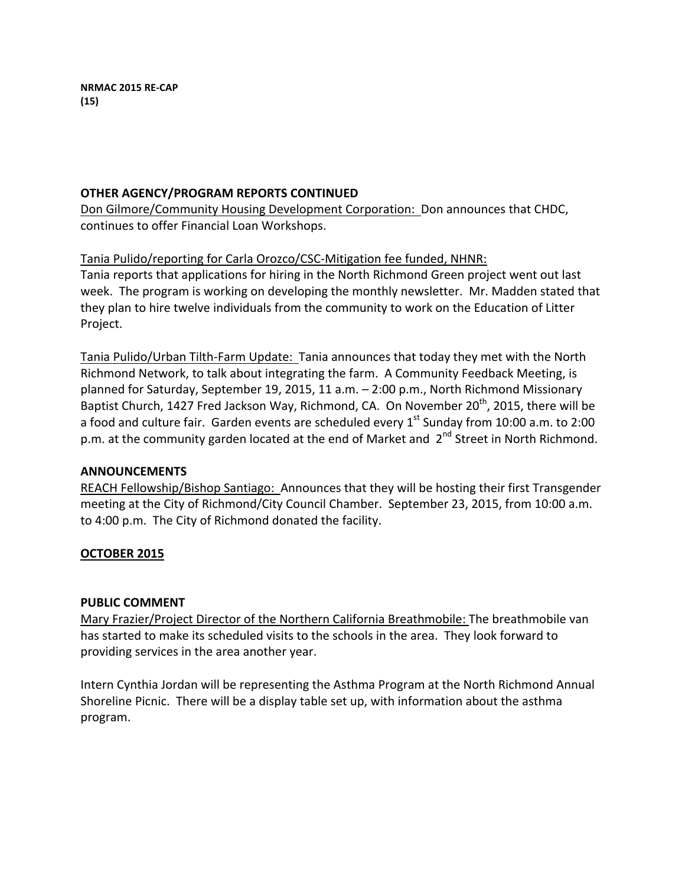**OTHER AGENCY/PROGRAM REPORTS CONTINUED**

Don Gilmore/Community Housing Development Corporation: Don announces that CHDC, continues to offer Financial Loan Workshops.

Tania Pulido/reporting for Carla Orozco/CSC-Mitigation fee funded, NHNR:
Tania reports that applications for hiring in the North Richmond Green project went out last week. The program is working on developing the monthly newsletter. Mr. Madden stated that they plan to hire twelve individuals from the community to work on the Education of Litter Project.

Tania Pulido/Urban Tilth-Farm Update: Tania announces that today they met with the North Richmond Network, to talk about integrating the farm. A Community Feedback Meeting, is planned for Saturday, September 19, 2015, 11 a.m. – 2:00 p.m., North Richmond Missionary Baptist Church, 1427 Fred Jackson Way, Richmond, CA. On November 20th, 2015, there will be a food and culture fair. Garden events are scheduled every 1st Sunday from 10:00 a.m. to 2:00 p.m. at the community garden located at the end of Market and 2nd Street in North Richmond.

**ANNOUNCEMENTS**

REACH Fellowship/Bishop Santiago: Announces that they will be hosting their first Transgender meeting at the City of Richmond/City Council Chamber. September 23, 2015, from 10:00 a.m. to 4:00 p.m. The City of Richmond donated the facility.

**OCTOBER 2015**

**PUBLIC COMMENT**

Mary Frazier/Project Director of the Northern California Breathmobile: The breathmobile van has started to make its scheduled visits to the schools in the area. They look forward to providing services in the area another year.

Intern Cynthia Jordan will be representing the Asthma Program at the North Richmond Annual Shoreline Picnic. There will be a display table set up, with information about the asthma program.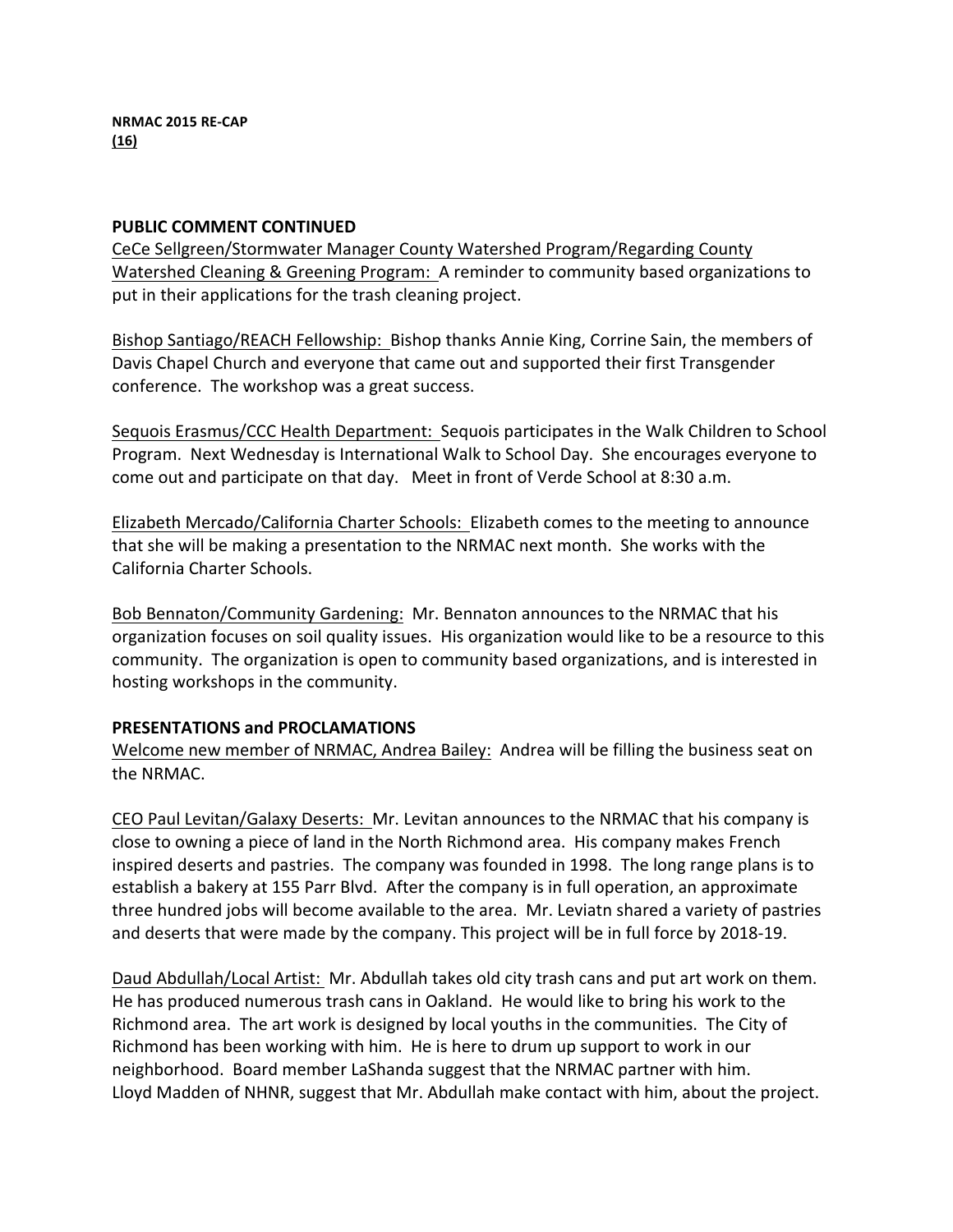**NRMAC 2015 RE-CAP**
**(16)**

**PUBLIC COMMENT CONTINUED**

<u>CeCe Sellgreen/Stormwater Manager County Watershed Program/Regarding County Watershed Cleaning & Greening Program:</u> A reminder to community based organizations to put in their applications for the trash cleaning project.

<u>Bishop Santiago/REACH Fellowship:</u> Bishop thanks Annie King, Corrine Sain, the members of Davis Chapel Church and everyone that came out and supported their first Transgender conference. The workshop was a great success.

<u>Sequois Erasmus/CCC Health Department:</u> Sequois participates in the Walk Children to School Program. Next Wednesday is International Walk to School Day. She encourages everyone to come out and participate on that day. Meet in front of Verde School at 8:30 a.m.

<u>Elizabeth Mercado/California Charter Schools:</u> Elizabeth comes to the meeting to announce that she will be making a presentation to the NRMAC next month. She works with the California Charter Schools.

<u>Bob Bennaton/Community Gardening:</u> Mr. Bennaton announces to the NRMAC that his organization focuses on soil quality issues. His organization would like to be a resource to this community. The organization is open to community based organizations, and is interested in hosting workshops in the community.

**PRESENTATIONS and PROCLAMATIONS**

<u>Welcome new member of NRMAC, Andrea Bailey:</u> Andrea will be filling the business seat on the NRMAC.

<u>CEO Paul Levitan/Galaxy Deserts:</u> Mr. Levitan announces to the NRMAC that his company is close to owning a piece of land in the North Richmond area. His company makes French inspired deserts and pastries. The company was founded in 1998. The long range plans is to establish a bakery at 155 Parr Blvd. After the company is in full operation, an approximate three hundred jobs will become available to the area. Mr. Leviatn shared a variety of pastries and deserts that were made by the company. This project will be in full force by 2018-19.

<u>Daud Abdullah/Local Artist:</u> Mr. Abdullah takes old city trash cans and put art work on them. He has produced numerous trash cans in Oakland. He would like to bring his work to the Richmond area. The art work is designed by local youths in the communities. The City of Richmond has been working with him. He is here to drum up support to work in our neighborhood. Board member LaShanda suggest that the NRMAC partner with him. Lloyd Madden of NHNR, suggest that Mr. Abdullah make contact with him, about the project.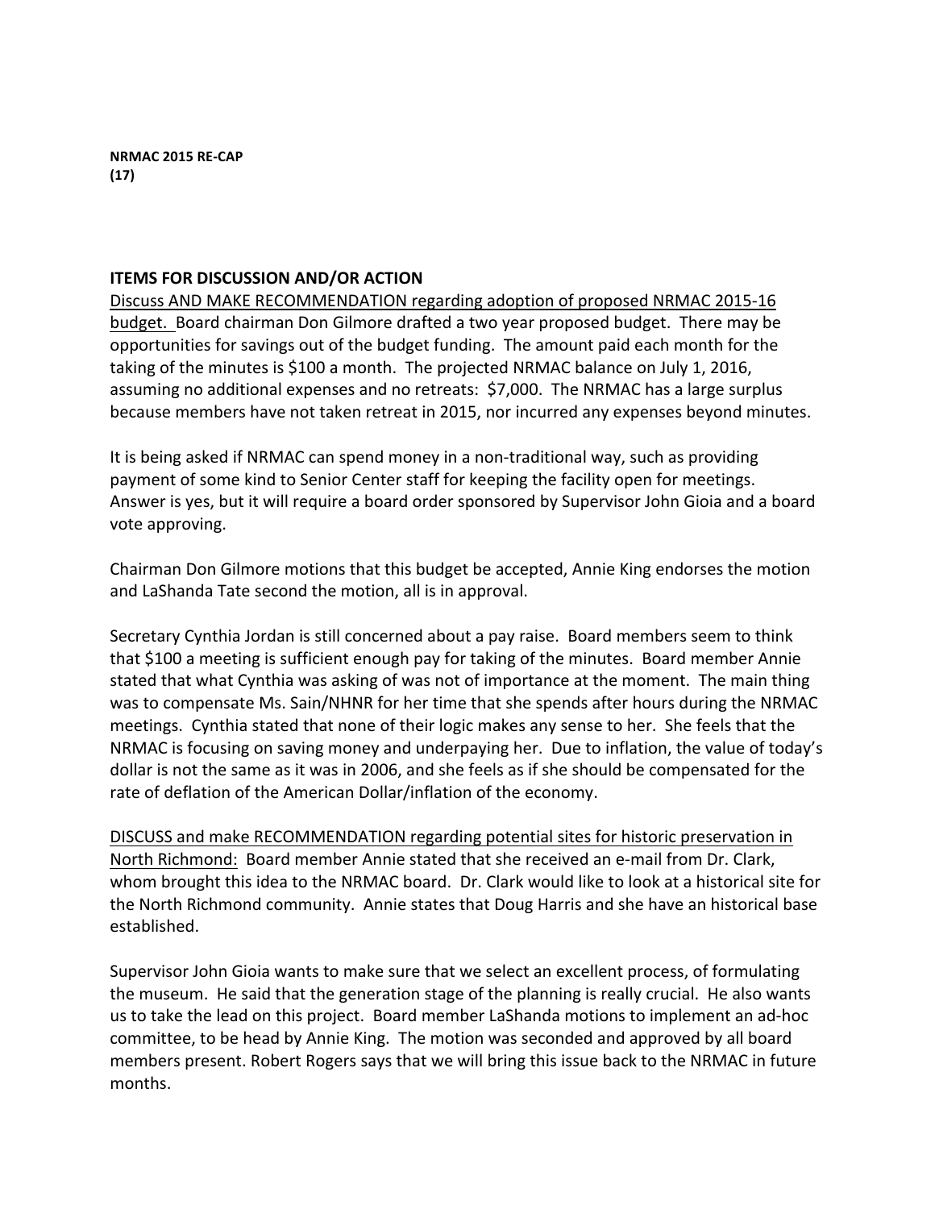**NRMAC 2015 RE-CAP**
**(17)**

**ITEMS FOR DISCUSSION AND/OR ACTION**

Discuss AND MAKE RECOMMENDATION regarding adoption of proposed NRMAC 2015-16 budget. Board chairman Don Gilmore drafted a two year proposed budget. There may be opportunities for savings out of the budget funding. The amount paid each month for the taking of the minutes is $100 a month. The projected NRMAC balance on July 1, 2016, assuming no additional expenses and no retreats: $7,000. The NRMAC has a large surplus because members have not taken retreat in 2015, nor incurred any expenses beyond minutes.

It is being asked if NRMAC can spend money in a non-traditional way, such as providing payment of some kind to Senior Center staff for keeping the facility open for meetings. Answer is yes, but it will require a board order sponsored by Supervisor John Gioia and a board vote approving.

Chairman Don Gilmore motions that this budget be accepted, Annie King endorses the motion and LaShanda Tate second the motion, all is in approval.

Secretary Cynthia Jordan is still concerned about a pay raise. Board members seem to think that $100 a meeting is sufficient enough pay for taking of the minutes. Board member Annie stated that what Cynthia was asking of was not of importance at the moment. The main thing was to compensate Ms. Sain/NHNR for her time that she spends after hours during the NRMAC meetings. Cynthia stated that none of their logic makes any sense to her. She feels that the NRMAC is focusing on saving money and underpaying her. Due to inflation, the value of today's dollar is not the same as it was in 2006, and she feels as if she should be compensated for the rate of deflation of the American Dollar/inflation of the economy.

DISCUSS and make RECOMMENDATION regarding potential sites for historic preservation in North Richmond: Board member Annie stated that she received an e-mail from Dr. Clark, whom brought this idea to the NRMAC board. Dr. Clark would like to look at a historical site for the North Richmond community. Annie states that Doug Harris and she have an historical base established.

Supervisor John Gioia wants to make sure that we select an excellent process, of formulating the museum. He said that the generation stage of the planning is really crucial. He also wants us to take the lead on this project. Board member LaShanda motions to implement an ad-hoc committee, to be head by Annie King. The motion was seconded and approved by all board members present. Robert Rogers says that we will bring this issue back to the NRMAC in future months.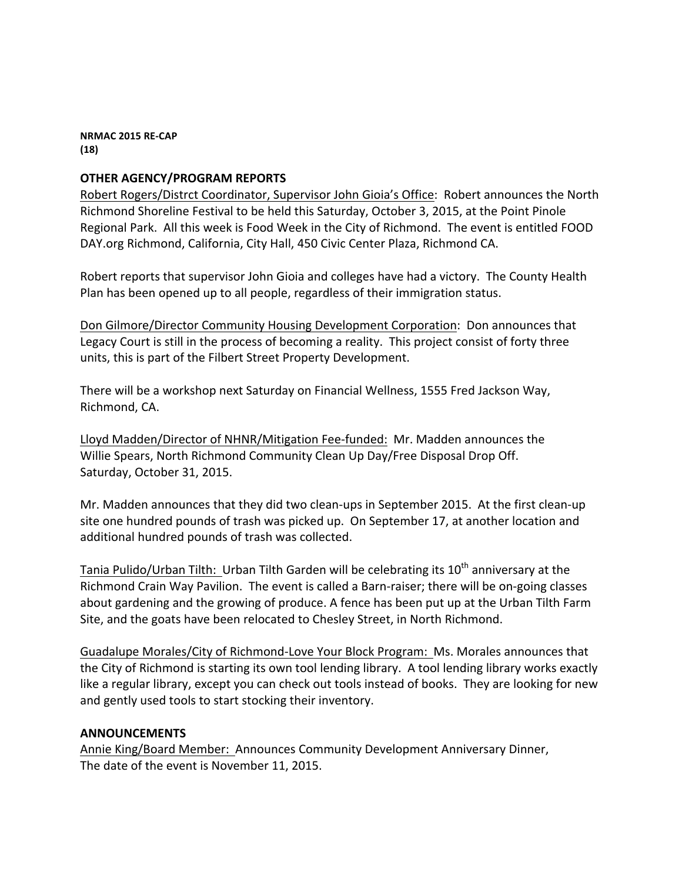**NRMAC 2015 RE-CAP**
**(18)**

## OTHER AGENCY/PROGRAM REPORTS

Robert Rogers/Distrct Coordinator, Supervisor John Gioia's Office: Robert announces the North Richmond Shoreline Festival to be held this Saturday, October 3, 2015, at the Point Pinole Regional Park. All this week is Food Week in the City of Richmond. The event is entitled FOOD DAY.org Richmond, California, City Hall, 450 Civic Center Plaza, Richmond CA.

Robert reports that supervisor John Gioia and colleges have had a victory. The County Health Plan has been opened up to all people, regardless of their immigration status.

Don Gilmore/Director Community Housing Development Corporation: Don announces that Legacy Court is still in the process of becoming a reality. This project consist of forty three units, this is part of the Filbert Street Property Development.

There will be a workshop next Saturday on Financial Wellness, 1555 Fred Jackson Way, Richmond, CA.

Lloyd Madden/Director of NHNR/Mitigation Fee-funded: Mr. Madden announces the Willie Spears, North Richmond Community Clean Up Day/Free Disposal Drop Off. Saturday, October 31, 2015.

Mr. Madden announces that they did two clean-ups in September 2015. At the first clean-up site one hundred pounds of trash was picked up. On September 17, at another location and additional hundred pounds of trash was collected.

Tania Pulido/Urban Tilth: Urban Tilth Garden will be celebrating its 10th anniversary at the Richmond Crain Way Pavilion. The event is called a Barn-raiser; there will be on-going classes about gardening and the growing of produce. A fence has been put up at the Urban Tilth Farm Site, and the goats have been relocated to Chesley Street, in North Richmond.

Guadalupe Morales/City of Richmond-Love Your Block Program: Ms. Morales announces that the City of Richmond is starting its own tool lending library. A tool lending library works exactly like a regular library, except you can check out tools instead of books. They are looking for new and gently used tools to start stocking their inventory.

## ANNOUNCEMENTS

Annie King/Board Member: Announces Community Development Anniversary Dinner, The date of the event is November 11, 2015.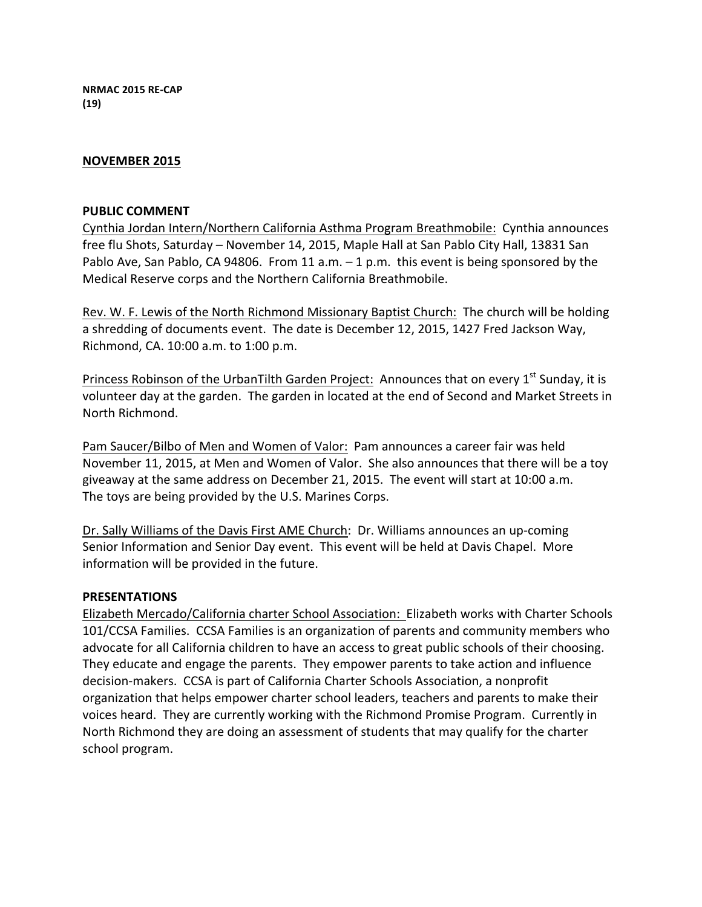**NRMAC 2015 RE-CAP**
**(19)**

## NOVEMBER 2015

**PUBLIC COMMENT**

Cynthia Jordan Intern/Northern California Asthma Program Breathmobile: Cynthia announces free flu Shots, Saturday – November 14, 2015, Maple Hall at San Pablo City Hall, 13831 San Pablo Ave, San Pablo, CA 94806. From 11 a.m. – 1 p.m. this event is being sponsored by the Medical Reserve corps and the Northern California Breathmobile.

Rev. W. F. Lewis of the North Richmond Missionary Baptist Church: The church will be holding a shredding of documents event. The date is December 12, 2015, 1427 Fred Jackson Way, Richmond, CA. 10:00 a.m. to 1:00 p.m.

Princess Robinson of the UrbanTilth Garden Project: Announces that on every 1st Sunday, it is volunteer day at the garden. The garden in located at the end of Second and Market Streets in North Richmond.

Pam Saucer/Bilbo of Men and Women of Valor: Pam announces a career fair was held November 11, 2015, at Men and Women of Valor. She also announces that there will be a toy giveaway at the same address on December 21, 2015. The event will start at 10:00 a.m. The toys are being provided by the U.S. Marines Corps.

Dr. Sally Williams of the Davis First AME Church: Dr. Williams announces an up-coming Senior Information and Senior Day event. This event will be held at Davis Chapel. More information will be provided in the future.

**PRESENTATIONS**

Elizabeth Mercado/California charter School Association: Elizabeth works with Charter Schools 101/CCSA Families. CCSA Families is an organization of parents and community members who advocate for all California children to have an access to great public schools of their choosing. They educate and engage the parents. They empower parents to take action and influence decision-makers. CCSA is part of California Charter Schools Association, a nonprofit organization that helps empower charter school leaders, teachers and parents to make their voices heard. They are currently working with the Richmond Promise Program. Currently in North Richmond they are doing an assessment of students that may qualify for the charter school program.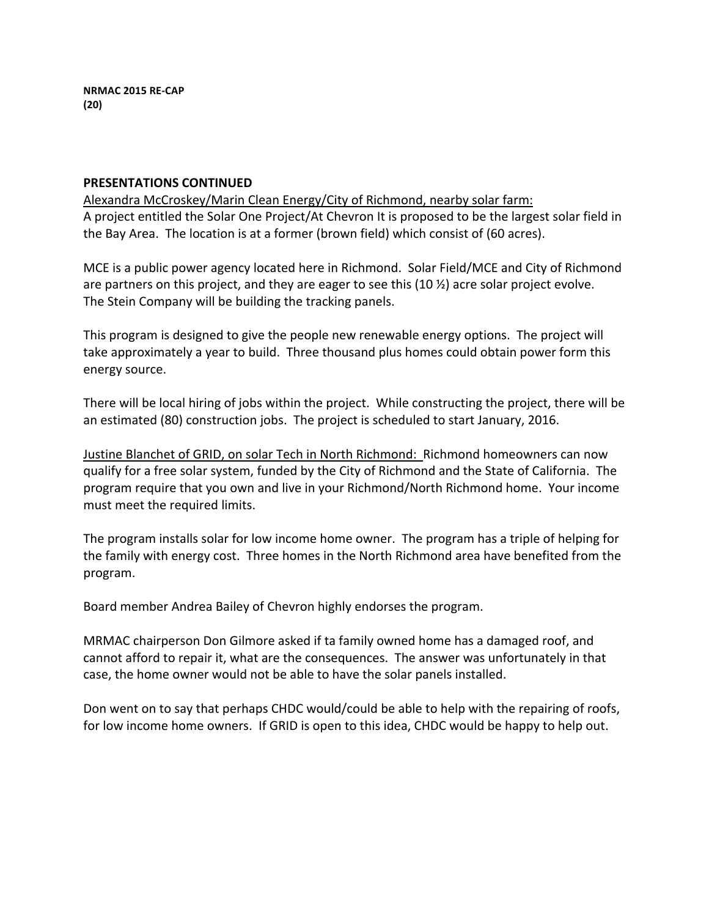**NRMAC 2015 RE-CAP**
**(20)**

**PRESENTATIONS CONTINUED**

<u>Alexandra McCroskey/Marin Clean Energy/City of Richmond, nearby solar farm:</u>
A project entitled the Solar One Project/At Chevron It is proposed to be the largest solar field in the Bay Area. The location is at a former (brown field) which consist of (60 acres).

MCE is a public power agency located here in Richmond. Solar Field/MCE and City of Richmond are partners on this project, and they are eager to see this (10 ½) acre solar project evolve. The Stein Company will be building the tracking panels.

This program is designed to give the people new renewable energy options. The project will take approximately a year to build. Three thousand plus homes could obtain power form this energy source.

There will be local hiring of jobs within the project. While constructing the project, there will be an estimated (80) construction jobs. The project is scheduled to start January, 2016.

<u>Justine Blanchet of GRID, on solar Tech in North Richmond:</u> Richmond homeowners can now qualify for a free solar system, funded by the City of Richmond and the State of California. The program require that you own and live in your Richmond/North Richmond home. Your income must meet the required limits.

The program installs solar for low income home owner. The program has a triple of helping for the family with energy cost. Three homes in the North Richmond area have benefited from the program.

Board member Andrea Bailey of Chevron highly endorses the program.

MRMAC chairperson Don Gilmore asked if ta family owned home has a damaged roof, and cannot afford to repair it, what are the consequences. The answer was unfortunately in that case, the home owner would not be able to have the solar panels installed.

Don went on to say that perhaps CHDC would/could be able to help with the repairing of roofs, for low income home owners. If GRID is open to this idea, CHDC would be happy to help out.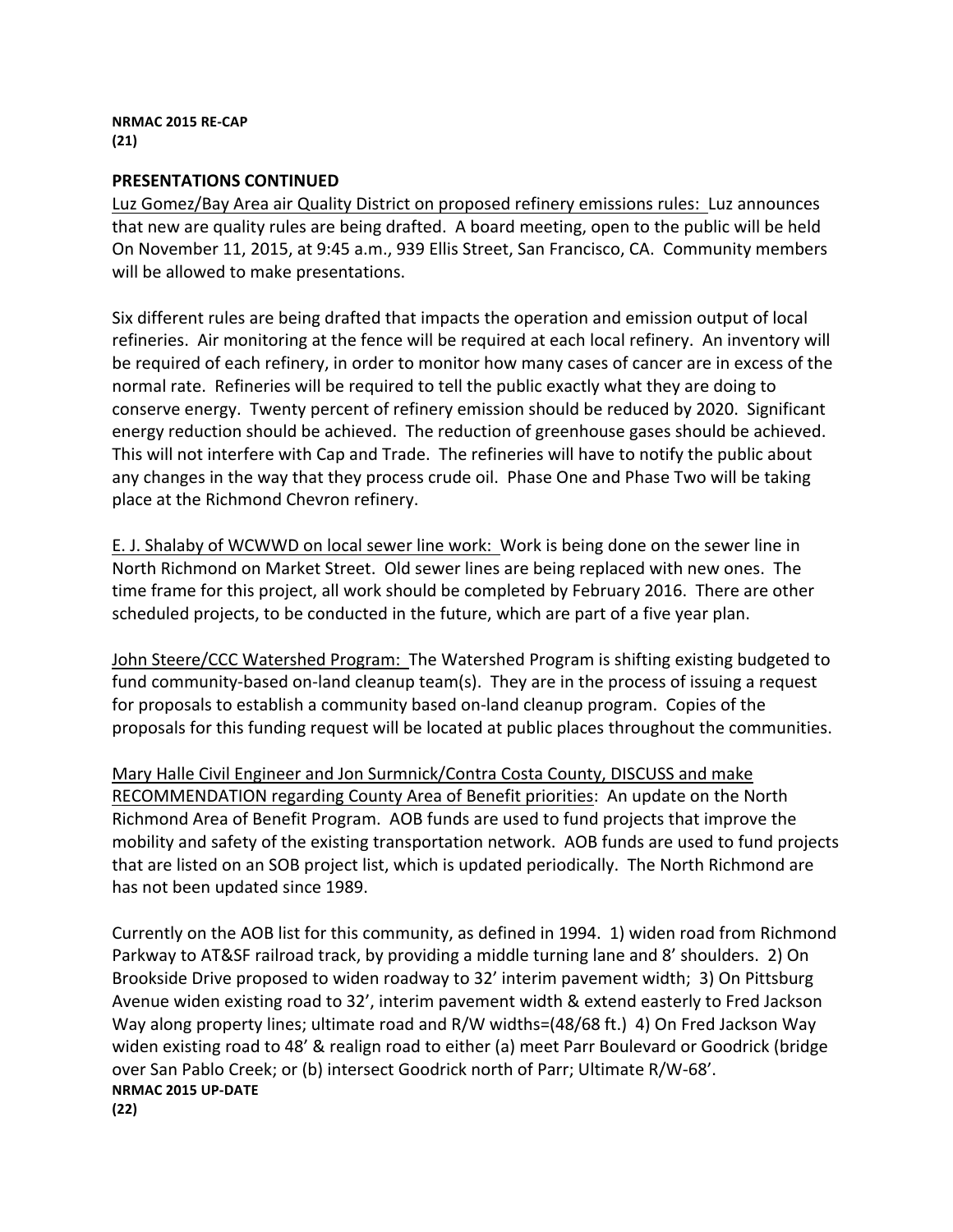### PRESENTATIONS CONTINUED

Luz Gomez/Bay Area air Quality District on proposed refinery emissions rules: Luz announces that new are quality rules are being drafted. A board meeting, open to the public will be held On November 11, 2015, at 9:45 a.m., 939 Ellis Street, San Francisco, CA. Community members will be allowed to make presentations.

Six different rules are being drafted that impacts the operation and emission output of local refineries. Air monitoring at the fence will be required at each local refinery. An inventory will be required of each refinery, in order to monitor how many cases of cancer are in excess of the normal rate. Refineries will be required to tell the public exactly what they are doing to conserve energy. Twenty percent of refinery emission should be reduced by 2020. Significant energy reduction should be achieved. The reduction of greenhouse gases should be achieved. This will not interfere with Cap and Trade. The refineries will have to notify the public about any changes in the way that they process crude oil. Phase One and Phase Two will be taking place at the Richmond Chevron refinery.

E. J. Shalaby of WCWWD on local sewer line work: Work is being done on the sewer line in North Richmond on Market Street. Old sewer lines are being replaced with new ones. The time frame for this project, all work should be completed by February 2016. There are other scheduled projects, to be conducted in the future, which are part of a five year plan.

John Steere/CCC Watershed Program: The Watershed Program is shifting existing budgeted to fund community-based on-land cleanup team(s). They are in the process of issuing a request for proposals to establish a community based on-land cleanup program. Copies of the proposals for this funding request will be located at public places throughout the communities.

Mary Halle Civil Engineer and Jon Surmnick/Contra Costa County, DISCUSS and make RECOMMENDATION regarding County Area of Benefit priorities: An update on the North Richmond Area of Benefit Program. AOB funds are used to fund projects that improve the mobility and safety of the existing transportation network. AOB funds are used to fund projects that are listed on an SOB project list, which is updated periodically. The North Richmond are has not been updated since 1989.

Currently on the AOB list for this community, as defined in 1994. 1) widen road from Richmond Parkway to AT&SF railroad track, by providing a middle turning lane and 8' shoulders. 2) On Brookside Drive proposed to widen roadway to 32' interim pavement width; 3) On Pittsburg Avenue widen existing road to 32', interim pavement width & extend easterly to Fred Jackson Way along property lines; ultimate road and R/W widths=(48/68 ft.) 4) On Fred Jackson Way widen existing road to 48' & realign road to either (a) meet Parr Boulevard or Goodrick (bridge over San Pablo Creek; or (b) intersect Goodrick north of Parr; Ultimate R/W-68'.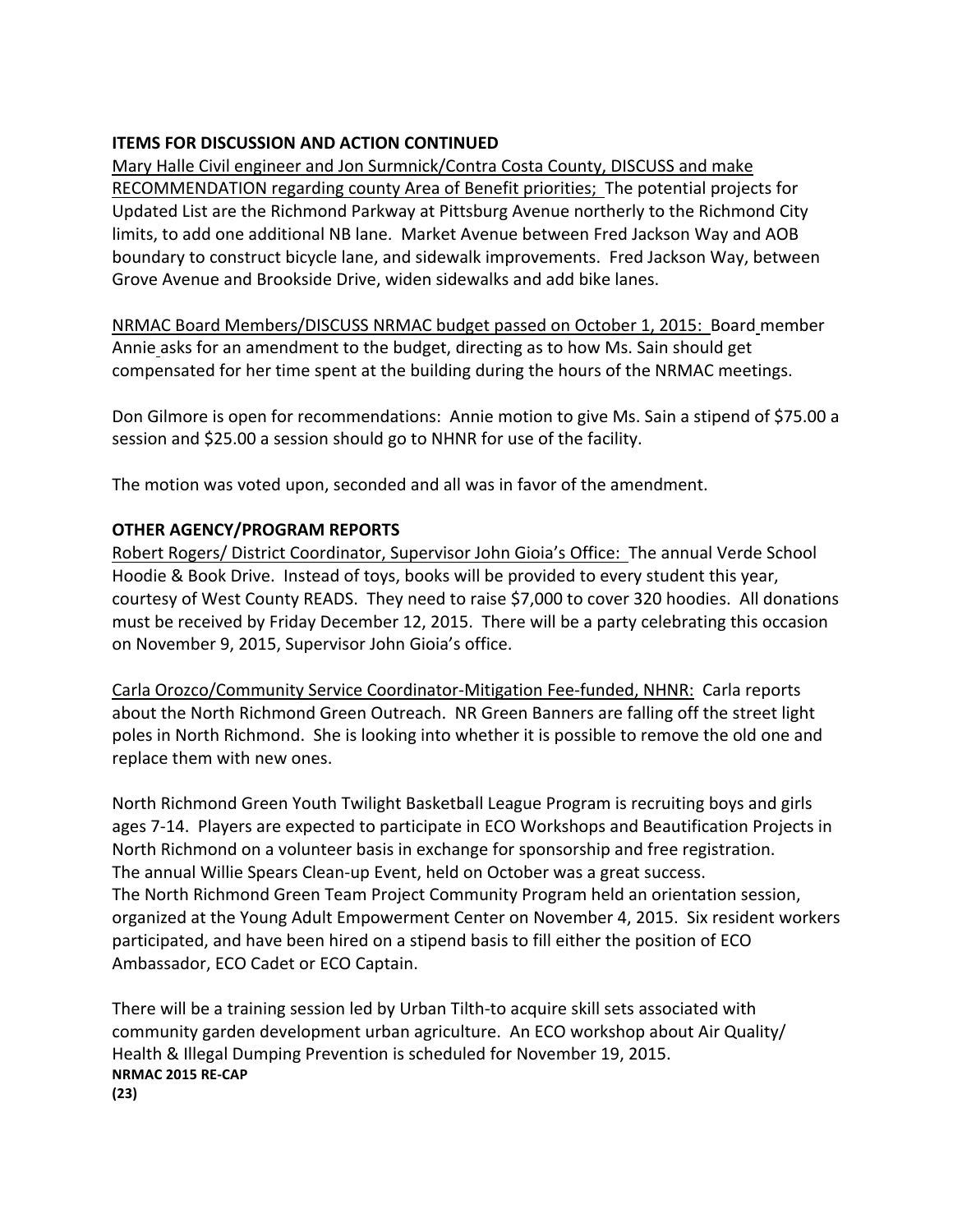**ITEMS FOR DISCUSSION AND ACTION CONTINUED**

Mary Halle Civil engineer and Jon Surmnick/Contra Costa County, DISCUSS and make RECOMMENDATION regarding county Area of Benefit priorities; The potential projects for Updated List are the Richmond Parkway at Pittsburg Avenue northerly to the Richmond City limits, to add one additional NB lane. Market Avenue between Fred Jackson Way and AOB boundary to construct bicycle lane, and sidewalk improvements. Fred Jackson Way, between Grove Avenue and Brookside Drive, widen sidewalks and add bike lanes.

NRMAC Board Members/DISCUSS NRMAC budget passed on October 1, 2015: Board member Annie asks for an amendment to the budget, directing as to how Ms. Sain should get compensated for her time spent at the building during the hours of the NRMAC meetings.

Don Gilmore is open for recommendations: Annie motion to give Ms. Sain a stipend of $75.00 a session and $25.00 a session should go to NHNR for use of the facility.

The motion was voted upon, seconded and all was in favor of the amendment.

**OTHER AGENCY/PROGRAM REPORTS**

Robert Rogers/ District Coordinator, Supervisor John Gioia's Office: The annual Verde School Hoodie & Book Drive. Instead of toys, books will be provided to every student this year, courtesy of West County READS. They need to raise $7,000 to cover 320 hoodies. All donations must be received by Friday December 12, 2015. There will be a party celebrating this occasion on November 9, 2015, Supervisor John Gioia's office.

Carla Orozco/Community Service Coordinator-Mitigation Fee-funded, NHNR: Carla reports about the North Richmond Green Outreach. NR Green Banners are falling off the street light poles in North Richmond. She is looking into whether it is possible to remove the old one and replace them with new ones.

North Richmond Green Youth Twilight Basketball League Program is recruiting boys and girls ages 7-14. Players are expected to participate in ECO Workshops and Beautification Projects in North Richmond on a volunteer basis in exchange for sponsorship and free registration.
The annual Willie Spears Clean-up Event, held on October was a great success.
The North Richmond Green Team Project Community Program held an orientation session, organized at the Young Adult Empowerment Center on November 4, 2015. Six resident workers participated, and have been hired on a stipend basis to fill either the position of ECO Ambassador, ECO Cadet or ECO Captain.

There will be a training session led by Urban Tilth-to acquire skill sets associated with community garden development urban agriculture. An ECO workshop about Air Quality/ Health & Illegal Dumping Prevention is scheduled for November 19, 2015.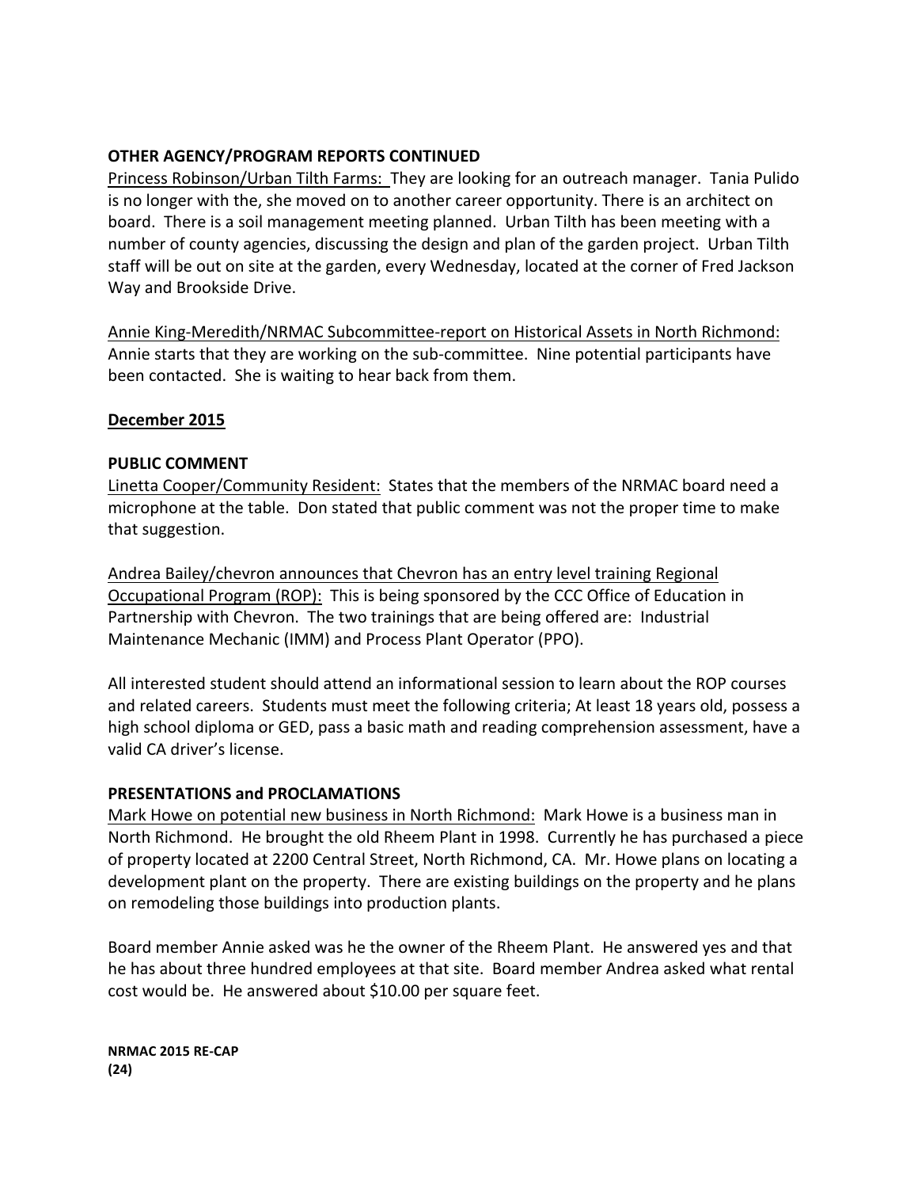**OTHER AGENCY/PROGRAM REPORTS CONTINUED**

Princess Robinson/Urban Tilth Farms: They are looking for an outreach manager. Tania Pulido is no longer with the, she moved on to another career opportunity. There is an architect on board. There is a soil management meeting planned. Urban Tilth has been meeting with a number of county agencies, discussing the design and plan of the garden project. Urban Tilth staff will be out on site at the garden, every Wednesday, located at the corner of Fred Jackson Way and Brookside Drive.

Annie King-Meredith/NRMAC Subcommittee-report on Historical Assets in North Richmond: Annie starts that they are working on the sub-committee. Nine potential participants have been contacted. She is waiting to hear back from them.

**December 2015**

**PUBLIC COMMENT**

Linetta Cooper/Community Resident: States that the members of the NRMAC board need a microphone at the table. Don stated that public comment was not the proper time to make that suggestion.

Andrea Bailey/chevron announces that Chevron has an entry level training Regional Occupational Program (ROP): This is being sponsored by the CCC Office of Education in Partnership with Chevron. The two trainings that are being offered are: Industrial Maintenance Mechanic (IMM) and Process Plant Operator (PPO).

All interested student should attend an informational session to learn about the ROP courses and related careers. Students must meet the following criteria; At least 18 years old, possess a high school diploma or GED, pass a basic math and reading comprehension assessment, have a valid CA driver's license.

**PRESENTATIONS and PROCLAMATIONS**

Mark Howe on potential new business in North Richmond: Mark Howe is a business man in North Richmond. He brought the old Rheem Plant in 1998. Currently he has purchased a piece of property located at 2200 Central Street, North Richmond, CA. Mr. Howe plans on locating a development plant on the property. There are existing buildings on the property and he plans on remodeling those buildings into production plants.

Board member Annie asked was he the owner of the Rheem Plant. He answered yes and that he has about three hundred employees at that site. Board member Andrea asked what rental cost would be. He answered about $10.00 per square feet.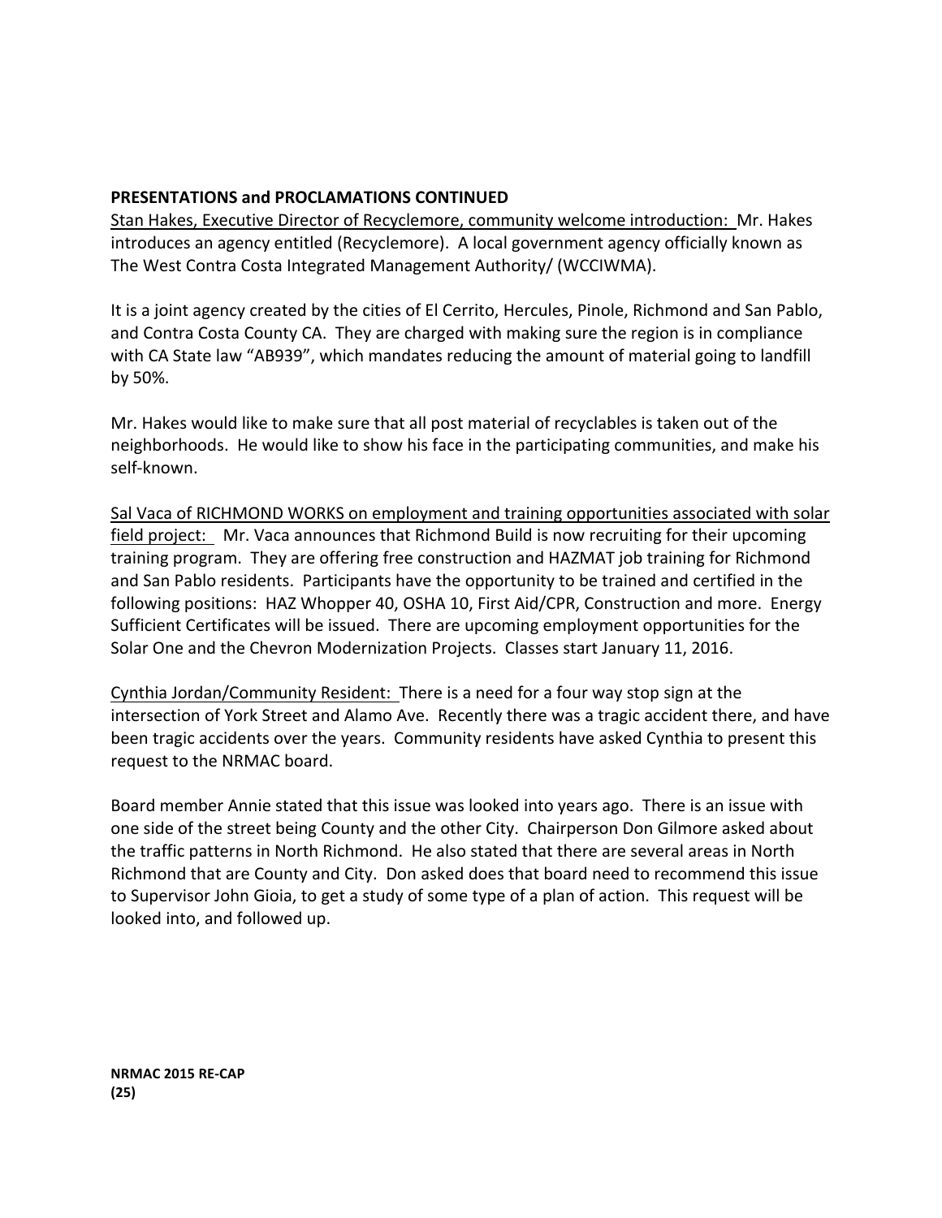**PRESENTATIONS and PROCLAMATIONS CONTINUED**

Stan Hakes, Executive Director of Recyclemore, community welcome introduction: Mr. Hakes introduces an agency entitled (Recyclemore). A local government agency officially known as The West Contra Costa Integrated Management Authority/ (WCCIWMA).

It is a joint agency created by the cities of El Cerrito, Hercules, Pinole, Richmond and San Pablo, and Contra Costa County CA. They are charged with making sure the region is in compliance with CA State law "AB939", which mandates reducing the amount of material going to landfill by 50%.

Mr. Hakes would like to make sure that all post material of recyclables is taken out of the neighborhoods. He would like to show his face in the participating communities, and make his self-known.

Sal Vaca of RICHMOND WORKS on employment and training opportunities associated with solar field project: Mr. Vaca announces that Richmond Build is now recruiting for their upcoming training program. They are offering free construction and HAZMAT job training for Richmond and San Pablo residents. Participants have the opportunity to be trained and certified in the following positions: HAZ Whopper 40, OSHA 10, First Aid/CPR, Construction and more. Energy Sufficient Certificates will be issued. There are upcoming employment opportunities for the Solar One and the Chevron Modernization Projects. Classes start January 11, 2016.

Cynthia Jordan/Community Resident: There is a need for a four way stop sign at the intersection of York Street and Alamo Ave. Recently there was a tragic accident there, and have been tragic accidents over the years. Community residents have asked Cynthia to present this request to the NRMAC board.

Board member Annie stated that this issue was looked into years ago. There is an issue with one side of the street being County and the other City. Chairperson Don Gilmore asked about the traffic patterns in North Richmond. He also stated that there are several areas in North Richmond that are County and City. Don asked does that board need to recommend this issue to Supervisor John Gioia, to get a study of some type of a plan of action. This request will be looked into, and followed up.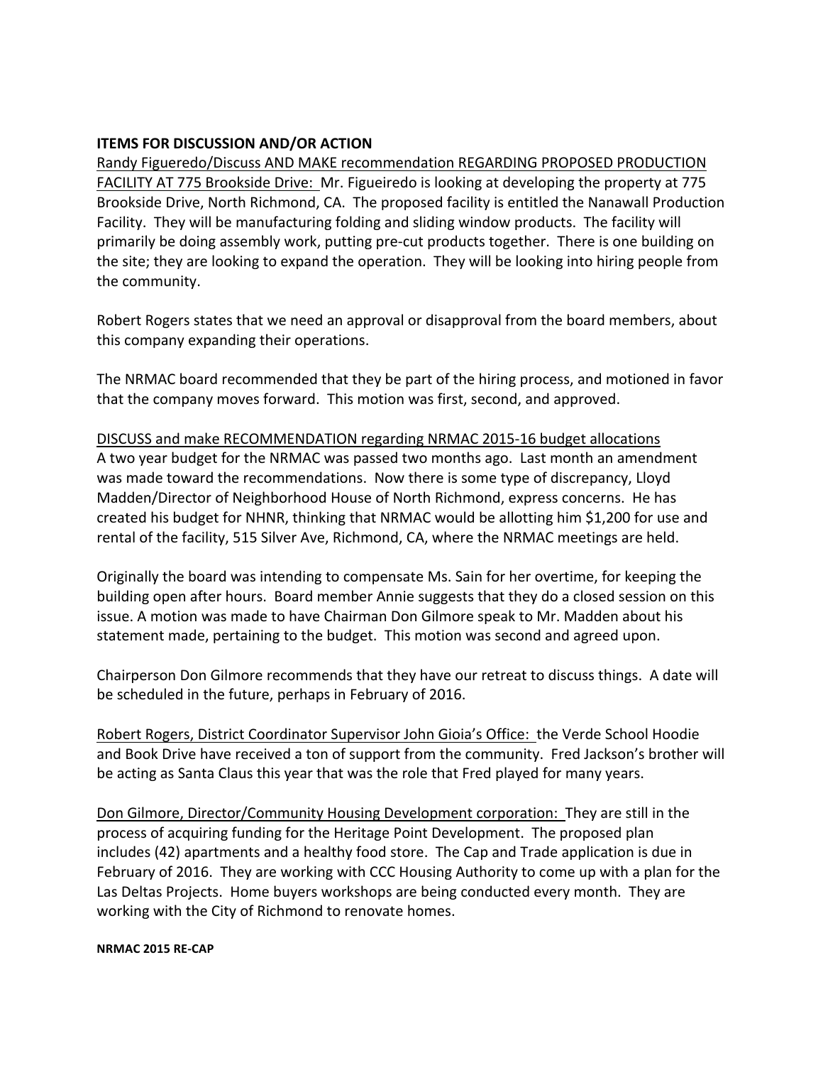**ITEMS FOR DISCUSSION AND/OR ACTION**

Randy Figueredo/Discuss AND MAKE recommendation REGARDING PROPOSED PRODUCTION FACILITY AT 775 Brookside Drive: Mr. Figueiredo is looking at developing the property at 775 Brookside Drive, North Richmond, CA. The proposed facility is entitled the Nanawall Production Facility. They will be manufacturing folding and sliding window products. The facility will primarily be doing assembly work, putting pre-cut products together. There is one building on the site; they are looking to expand the operation. They will be looking into hiring people from the community.

Robert Rogers states that we need an approval or disapproval from the board members, about this company expanding their operations.

The NRMAC board recommended that they be part of the hiring process, and motioned in favor that the company moves forward. This motion was first, second, and approved.

DISCUSS and make RECOMMENDATION regarding NRMAC 2015-16 budget allocations
A two year budget for the NRMAC was passed two months ago. Last month an amendment was made toward the recommendations. Now there is some type of discrepancy, Lloyd Madden/Director of Neighborhood House of North Richmond, express concerns. He has created his budget for NHNR, thinking that NRMAC would be allotting him $1,200 for use and rental of the facility, 515 Silver Ave, Richmond, CA, where the NRMAC meetings are held.

Originally the board was intending to compensate Ms. Sain for her overtime, for keeping the building open after hours. Board member Annie suggests that they do a closed session on this issue. A motion was made to have Chairman Don Gilmore speak to Mr. Madden about his statement made, pertaining to the budget. This motion was second and agreed upon.

Chairperson Don Gilmore recommends that they have our retreat to discuss things. A date will be scheduled in the future, perhaps in February of 2016.

Robert Rogers, District Coordinator Supervisor John Gioia's Office: the Verde School Hoodie and Book Drive have received a ton of support from the community. Fred Jackson's brother will be acting as Santa Claus this year that was the role that Fred played for many years.

Don Gilmore, Director/Community Housing Development corporation: They are still in the process of acquiring funding for the Heritage Point Development. The proposed plan includes (42) apartments and a healthy food store. The Cap and Trade application is due in February of 2016. They are working with CCC Housing Authority to come up with a plan for the Las Deltas Projects. Home buyers workshops are being conducted every month. They are working with the City of Richmond to renovate homes.

**NRMAC 2015 RE-CAP**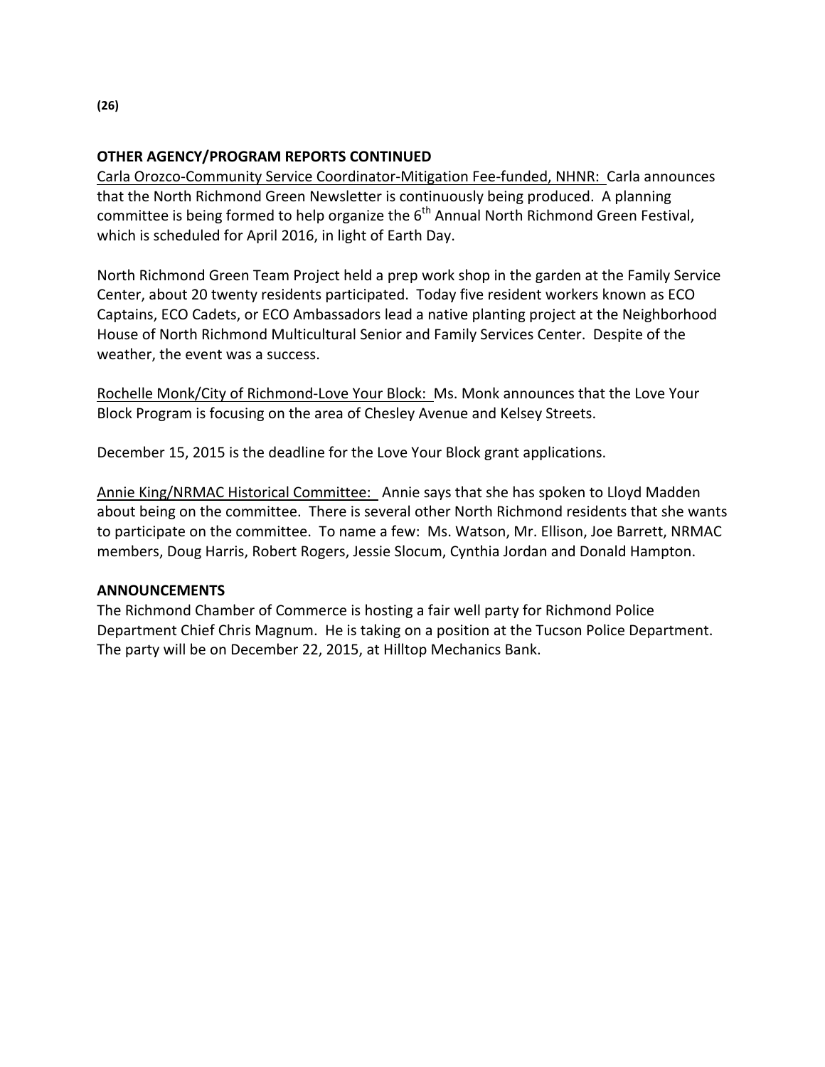**OTHER AGENCY/PROGRAM REPORTS CONTINUED**

Carla Orozco-Community Service Coordinator-Mitigation Fee-funded, NHNR: Carla announces that the North Richmond Green Newsletter is continuously being produced. A planning committee is being formed to help organize the 6th Annual North Richmond Green Festival, which is scheduled for April 2016, in light of Earth Day.

North Richmond Green Team Project held a prep work shop in the garden at the Family Service Center, about 20 twenty residents participated. Today five resident workers known as ECO Captains, ECO Cadets, or ECO Ambassadors lead a native planting project at the Neighborhood House of North Richmond Multicultural Senior and Family Services Center. Despite of the weather, the event was a success.

Rochelle Monk/City of Richmond-Love Your Block: Ms. Monk announces that the Love Your Block Program is focusing on the area of Chesley Avenue and Kelsey Streets.

December 15, 2015 is the deadline for the Love Your Block grant applications.

Annie King/NRMAC Historical Committee: Annie says that she has spoken to Lloyd Madden about being on the committee. There is several other North Richmond residents that she wants to participate on the committee. To name a few: Ms. Watson, Mr. Ellison, Joe Barrett, NRMAC members, Doug Harris, Robert Rogers, Jessie Slocum, Cynthia Jordan and Donald Hampton.

**ANNOUNCEMENTS**

The Richmond Chamber of Commerce is hosting a fair well party for Richmond Police Department Chief Chris Magnum. He is taking on a position at the Tucson Police Department. The party will be on December 22, 2015, at Hilltop Mechanics Bank.